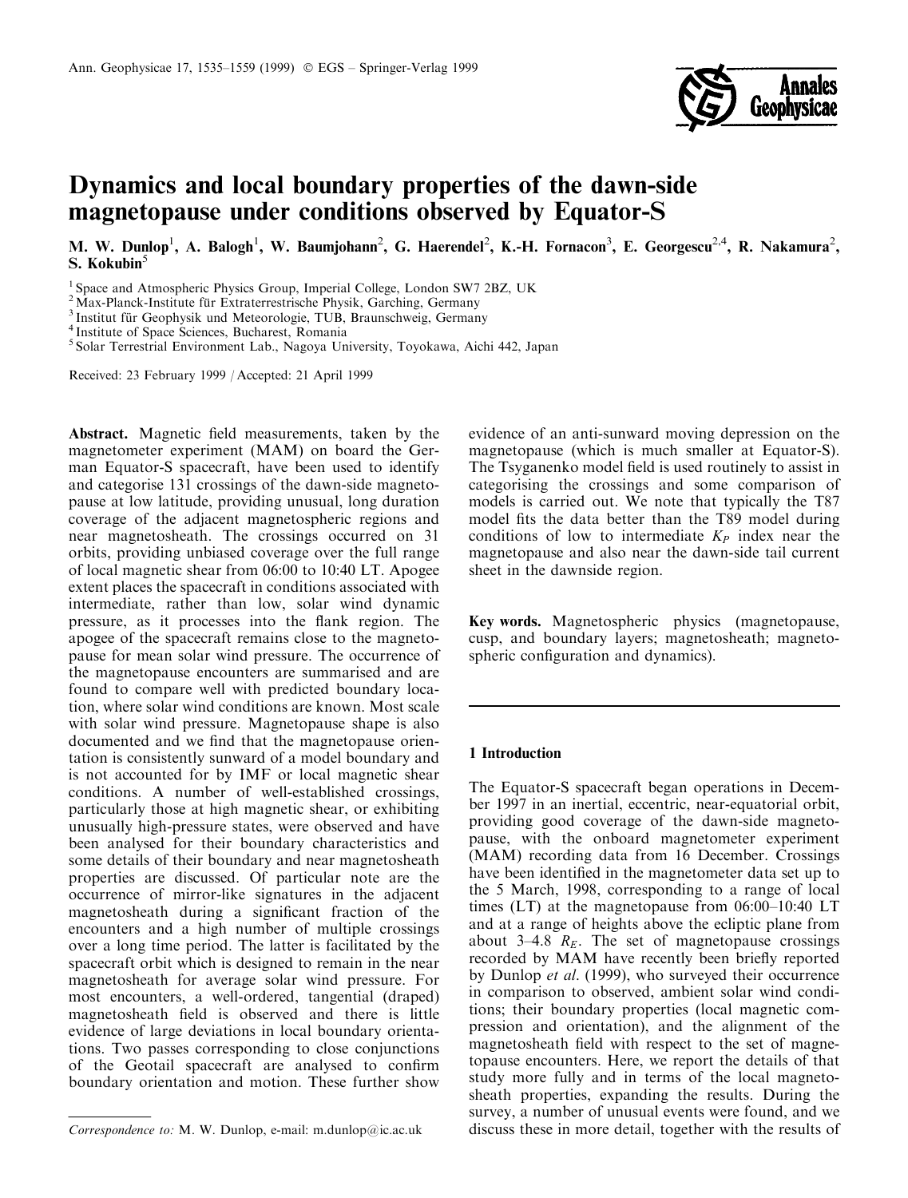# Dynamics and local boundary properties of the dawn-side magnetopause under conditions observed by Equator-S

M. W. Dunlop[1], A. Balogh[1], W. Baumjohann[2], G. Haerendel[2], K.-H. Fornacon[3], E. Georgescu[2,4], R. Nakamura[2], S. Kokubin[5]

[1] Space and Atmospheric Physics Group, Imperial College, London SW7 2BZ, UK
[2] Max-Planck-Institute für Extraterrestrische Physik, Garching, Germany
[3] Institut für Geophysik und Meteorologie, TUB, Braunschweig, Germany
[4] Institute of Space Sciences, Bucharest, Romania
[5] Solar Terrestrial Environment Lab., Nagoya University, Toyokawa, Aichi 442, Japan

Received: 23 February 1999 / Accepted: 21 April 1999

**Abstract.** Magnetic field measurements, taken by the magnetometer experiment (MAM) on board the German Equator-S spacecraft, have been used to identify and categorise 131 crossings of the dawn-side magnetopause at low latitude, providing unusual, long duration coverage of the adjacent magnetospheric regions and near magnetosheath. The crossings occurred on 31 orbits, providing unbiased coverage over the full range of local magnetic shear from 06:00 to 10:40 LT. Apogee extent places the spacecraft in conditions associated with intermediate, rather than low, solar wind dynamic pressure, as it processes into the flank region. The apogee of the spacecraft remains close to the magnetopause for mean solar wind pressure. The occurrence of the magnetopause encounters are summarised and are found to compare well with predicted boundary location, where solar wind conditions are known. Most scale with solar wind pressure. Magnetopause shape is also documented and we find that the magnetopause orientation is consistently sunward of a model boundary and is not accounted for by IMF or local magnetic shear conditions. A number of well-established crossings, particularly those at high magnetic shear, or exhibiting unusually high-pressure states, were observed and have been analysed for their boundary characteristics and some details of their boundary and near magnetosheath properties are discussed. Of particular note are the occurrence of mirror-like signatures in the adjacent magnetosheath during a significant fraction of the encounters and a high number of multiple crossings over a long time period. The latter is facilitated by the spacecraft orbit which is designed to remain in the near magnetosheath for average solar wind pressure. For most encounters, a well-ordered, tangential (draped) magnetosheath field is observed and there is little evidence of large deviations in local boundary orientations. Two passes corresponding to close conjunctions of the Geotail spacecraft are analysed to confirm boundary orientation and motion. These further show evidence of an anti-sunward moving depression on the magnetopause (which is much smaller at Equator-S). The Tsyganenko model field is used routinely to assist in categorising the crossings and some comparison of models is carried out. We note that typically the T87 model fits the data better than the T89 model during conditions of low to intermediate $K_P$ index near the magnetopause and also near the dawn-side tail current sheet in the dawnside region.

**Key words.** Magnetospheric physics (magnetopause, cusp, and boundary layers; magnetosheath; magnetospheric configuration and dynamics).

## 1 Introduction

The Equator-S spacecraft began operations in December 1997 in an inertial, eccentric, near-equatorial orbit, providing good coverage of the dawn-side magnetopause, with the onboard magnetometer experiment (MAM) recording data from 16 December. Crossings have been identified in the magnetometer data set up to the 5 March, 1998, corresponding to a range of local times (LT) at the magnetopause from 06:00–10:40 LT and at a range of heights above the ecliptic plane from about 3–4.8 $R_E$. The set of magnetopause crossings recorded by MAM have recently been briefly reported by Dunlop *et al.* (1999), who surveyed their occurrence in comparison to observed, ambient solar wind conditions; their boundary properties (local magnetic compression and orientation), and the alignment of the magnetosheath field with respect to the set of magnetopause encounters. Here, we report the details of that study more fully and in terms of the local magnetosheath properties, expanding the results. During the survey, a number of unusual events were found, and we discuss these in more detail, together with the results of

*Correspondence to:* M. W. Dunlop, e-mail: m.dunlop@ic.ac.uk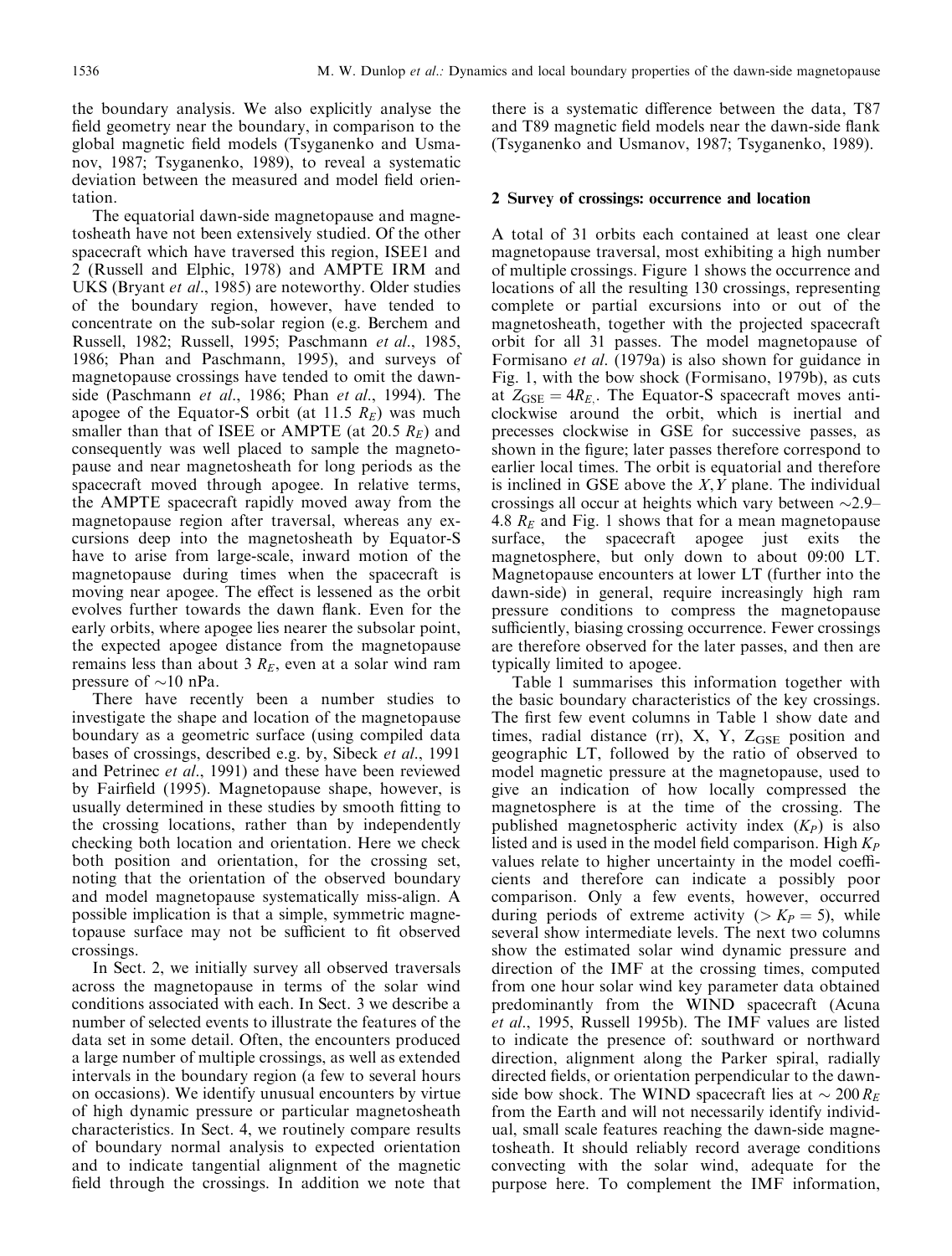the boundary analysis. We also explicitly analyse the field geometry near the boundary, in comparison to the global magnetic field models (Tsyganenko and Usmanov, 1987; Tsyganenko, 1989), to reveal a systematic deviation between the measured and model field orientation.

The equatorial dawn-side magnetopause and magnetosheath have not been extensively studied. Of the other spacecraft which have traversed this region, ISEE1 and 2 (Russell and Elphic, 1978) and AMPTE IRM and UKS (Bryant *et al*., 1985) are noteworthy. Older studies of the boundary region, however, have tended to concentrate on the sub-solar region (e.g. Berchem and Russell, 1982; Russell, 1995; Paschmann *et al*., 1985, 1986; Phan and Paschmann, 1995), and surveys of magnetopause crossings have tended to omit the dawn-side (Paschmann *et al*., 1986; Phan *et al*., 1994). The apogee of the Equator-S orbit (at 11.5 $R_E$) was much smaller than that of ISEE or AMPTE (at 20.5 $R_E$) and consequently was well placed to sample the magnetopause and near magnetosheath for long periods as the spacecraft moved through apogee. In relative terms, the AMPTE spacecraft rapidly moved away from the magnetopause region after traversal, whereas any excursions deep into the magnetosheath by Equator-S have to arise from large-scale, inward motion of the magnetopause during times when the spacecraft is moving near apogee. The effect is lessened as the orbit evolves further towards the dawn flank. Even for the early orbits, where apogee lies nearer the subsolar point, the expected apogee distance from the magnetopause remains less than about 3 $R_E$, even at a solar wind ram pressure of ~10 nPa.

There have recently been a number studies to investigate the shape and location of the magnetopause boundary as a geometric surface (using compiled data bases of crossings, described e.g. by, Sibeck *et al*., 1991 and Petrinec *et al*., 1991) and these have been reviewed by Fairfield (1995). Magnetopause shape, however, is usually determined in these studies by smooth fitting to the crossing locations, rather than by independently checking both location and orientation. Here we check both position and orientation, for the crossing set, noting that the orientation of the observed boundary and model magnetopause systematically miss-align. A possible implication is that a simple, symmetric magnetopause surface may not be sufficient to fit observed crossings.

In Sect. 2, we initially survey all observed traversals across the magnetopause in terms of the solar wind conditions associated with each. In Sect. 3 we describe a number of selected events to illustrate the features of the data set in some detail. Often, the encounters produced a large number of multiple crossings, as well as extended intervals in the boundary region (a few to several hours on occasions). We identify unusual encounters by virtue of high dynamic pressure or particular magnetosheath characteristics. In Sect. 4, we routinely compare results of boundary normal analysis to expected orientation and to indicate tangential alignment of the magnetic field through the crossings. In addition we note that there is a systematic difference between the data, T87 and T89 magnetic field models near the dawn-side flank (Tsyganenko and Usmanov, 1987; Tsyganenko, 1989).

## 2 Survey of crossings: occurrence and location

A total of 31 orbits each contained at least one clear magnetopause traversal, most exhibiting a high number of multiple crossings. Figure 1 shows the occurrence and locations of all the resulting 130 crossings, representing complete or partial excursions into or out of the magnetosheath, together with the projected spacecraft orbit for all 31 passes. The model magnetopause of Formisano *et al*. (1979a) is also shown for guidance in Fig. 1, with the bow shock (Formisano, 1979b), as cuts at $Z_{GSE} = 4R_E$. The Equator-S spacecraft moves anticlockwise around the orbit, which is inertial and precesses clockwise in GSE for successive passes, as shown in the figure; later passes therefore correspond to earlier local times. The orbit is equatorial and therefore is inclined in GSE above the $X, Y$ plane. The individual crossings all occur at heights which vary between ~2.9–4.8 $R_E$ and Fig. 1 shows that for a mean magnetopause surface, the spacecraft apogee just exits the magnetosphere, but only down to about 09:00 LT. Magnetopause encounters at lower LT (further into the dawn-side) in general, require increasingly high ram pressure conditions to compress the magnetopause sufficiently, biasing crossing occurrence. Fewer crossings are therefore observed for the later passes, and then are typically limited to apogee.

Table 1 summarises this information together with the basic boundary characteristics of the key crossings. The first few event columns in Table 1 show date and times, radial distance (rr), X, Y, $Z_{GSE}$ position and geographic LT, followed by the ratio of observed to model magnetic pressure at the magnetopause, used to give an indication of how locally compressed the magnetosphere is at the time of the crossing. The published magnetospheric activity index ($K_P$) is also listed and is used in the model field comparison. High $K_P$ values relate to higher uncertainty in the model coefficients and therefore can indicate a possibly poor comparison. Only a few events, however, occurred during periods of extreme activity ($> K_P = 5$), while several show intermediate levels. The next two columns show the estimated solar wind dynamic pressure and direction of the IMF at the crossing times, computed from one hour solar wind key parameter data obtained predominantly from the WIND spacecraft (Acuna *et al*., 1995, Russell 1995b). The IMF values are listed to indicate the presence of: southward or northward direction, alignment along the Parker spiral, radially directed fields, or orientation perpendicular to the dawn-side bow shock. The WIND spacecraft lies at $\sim 200 R_E$ from the Earth and will not necessarily identify individual, small scale features reaching the dawn-side magnetosheath. It should reliably record average conditions convecting with the solar wind, adequate for the purpose here. To complement the IMF information,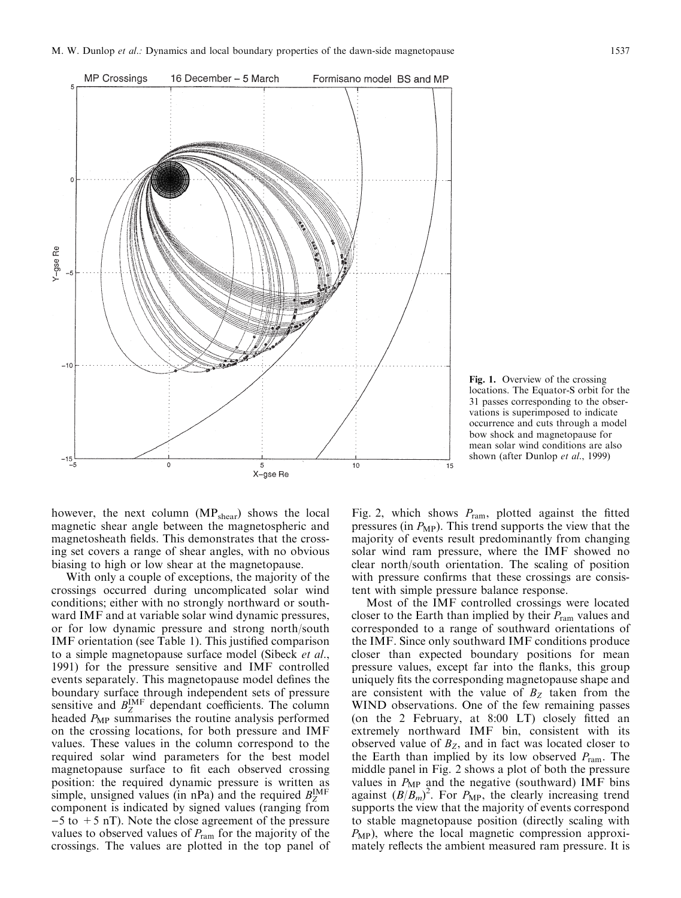Fig. 1. Overview of the crossing locations. The Equator-S orbit for the 31 passes corresponding to the observations is superimposed to indicate occurrence and cuts through a model bow shock and magnetopause for mean solar wind conditions are also shown (after Dunlop *et al.*, 1999)

however, the next column ($MP_{shear}$) shows the local magnetic shear angle between the magnetospheric and magnetosheath fields. This demonstrates that the crossing set covers a range of shear angles, with no obvious biasing to high or low shear at the magnetopause.

With only a couple of exceptions, the majority of the crossings occurred during uncomplicated solar wind conditions; either with no strongly northward or southward IMF and at variable solar wind dynamic pressures, or for low dynamic pressure and strong north/south IMF orientation (see Table 1). This justified comparison to a simple magnetopause surface model (Sibeck *et al.*, 1991) for the pressure sensitive and IMF controlled events separately. This magnetopause model defines the boundary surface through independent sets of pressure sensitive and $B_Z^{IMF}$ dependant coefficients. The column headed $P_{MP}$ summarises the routine analysis performed on the crossing locations, for both pressure and IMF values. These values in the column correspond to the required solar wind parameters for the best model magnetopause surface to fit each observed crossing position: the required dynamic pressure is written as simple, unsigned values (in nPa) and the required $B_Z^{IMF}$ component is indicated by signed values (ranging from $-5$ to $+5$ nT). Note the close agreement of the pressure values to observed values of $P_{ram}$ for the majority of the crossings. The values are plotted in the top panel of Fig. 2, which shows $P_{ram}$, plotted against the fitted pressures (in $P_{MP}$). This trend supports the view that the majority of events result predominantly from changing solar wind ram pressure, where the IMF showed no clear north/south orientation. The scaling of position with pressure confirms that these crossings are consistent with simple pressure balance response.

Most of the IMF controlled crossings were located closer to the Earth than implied by their $P_{ram}$ values and corresponded to a range of southward orientations of the IMF. Since only southward IMF conditions produce closer than expected boundary positions for mean pressure values, except far into the flanks, this group uniquely fits the corresponding magnetopause shape and are consistent with the value of $B_Z$ taken from the WIND observations. One of the few remaining passes (on the 2 February, at 8:00 LT) closely fitted an extremely northward IMF bin, consistent with its observed value of $B_Z$, and in fact was located closer to the Earth than implied by its low observed $P_{ram}$. The middle panel in Fig. 2 shows a plot of both the pressure values in $P_{MP}$ and the negative (southward) IMF bins against $(B/B_m)^2$. For $P_{MP}$, the clearly increasing trend supports the view that the majority of events correspond to stable magnetopause position (directly scaling with $P_{MP}$), where the local magnetic compression approximately reflects the ambient measured ram pressure. It is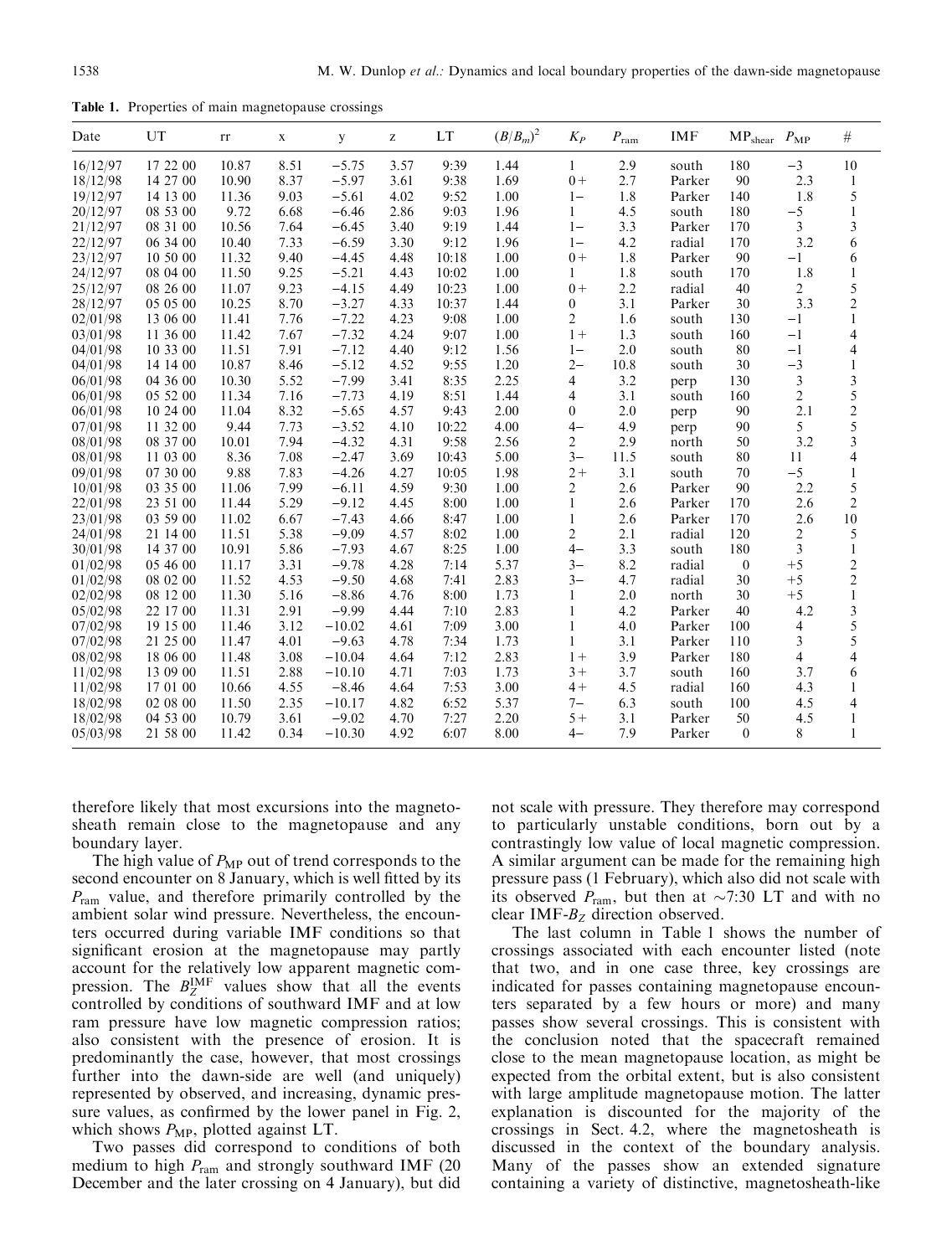**Table 1.** Properties of main magnetopause crossings

| Date | UT | rr | x | y | z | LT | $(B/B_m)^2$ | $K_P$ | $P_{\rm ram}$ | IMF | $\rm MP_{shear}$ | $P_{\rm MP}$ | # |
|---|---|---|---|---|---|---|---|---|---|---|---|---|---|
| 16/12/97 | 17 22 00 | 10.87 | 8.51 | −5.75 | 3.57 | 9:39 | 1.44 | 1 | 2.9 | south | 180 | −3 | 10 |
| 18/12/98 | 14 27 00 | 10.90 | 8.37 | −5.97 | 3.61 | 9:38 | 1.69 | 0+ | 2.7 | Parker | 90 | 2.3 | 1 |
| 19/12/97 | 14 13 00 | 11.36 | 9.03 | −5.61 | 4.02 | 9:52 | 1.00 | 1− | 1.8 | Parker | 140 | 1.8 | 5 |
| 20/12/97 | 08 53 00 | 9.72 | 6.68 | −6.46 | 2.86 | 9:03 | 1.96 | 1 | 4.5 | south | 180 | −5 | 1 |
| 21/12/97 | 08 31 00 | 10.56 | 7.64 | −6.45 | 3.40 | 9:19 | 1.44 | 1− | 3.3 | Parker | 170 | 3 | 3 |
| 22/12/97 | 06 34 00 | 10.40 | 7.33 | −6.59 | 3.30 | 9:12 | 1.96 | 1− | 4.2 | radial | 170 | 3.2 | 6 |
| 23/12/97 | 10 50 00 | 11.32 | 9.40 | −4.45 | 4.48 | 10:18 | 1.00 | 0+ | 1.8 | Parker | 90 | −1 | 6 |
| 24/12/97 | 08 04 00 | 11.50 | 9.25 | −5.21 | 4.43 | 10:02 | 1.00 | 1 | 1.8 | south | 170 | 1.8 | 1 |
| 25/12/97 | 08 26 00 | 11.07 | 9.23 | −4.15 | 4.49 | 10:23 | 1.00 | 0+ | 2.2 | radial | 40 | 2 | 5 |
| 28/12/97 | 05 05 00 | 10.25 | 8.70 | −3.27 | 4.33 | 10:37 | 1.44 | 0 | 3.1 | Parker | 30 | 3.3 | 2 |
| 02/01/98 | 13 06 00 | 11.41 | 7.76 | −7.22 | 4.23 | 9:08 | 1.00 | 2 | 1.6 | south | 130 | −1 | 1 |
| 03/01/98 | 11 36 00 | 11.42 | 7.67 | −7.32 | 4.24 | 9:07 | 1.00 | 1+ | 1.3 | south | 160 | −1 | 4 |
| 04/01/98 | 10 33 00 | 11.51 | 7.91 | −7.12 | 4.40 | 9:12 | 1.56 | 1− | 2.0 | south | 80 | −1 | 4 |
| 04/01/98 | 14 14 00 | 10.87 | 8.46 | −5.12 | 4.52 | 9:55 | 1.20 | 2− | 10.8 | south | 30 | −3 | 1 |
| 06/01/98 | 04 36 00 | 10.30 | 5.52 | −7.99 | 3.41 | 8:35 | 2.25 | 4 | 3.2 | perp | 130 | 3 | 3 |
| 06/01/98 | 05 52 00 | 11.34 | 7.16 | −7.73 | 4.19 | 8:51 | 1.44 | 4 | 3.1 | south | 160 | 2 | 5 |
| 06/01/98 | 10 24 00 | 11.04 | 8.32 | −5.65 | 4.57 | 9:43 | 2.00 | 0 | 2.0 | perp | 90 | 2.1 | 2 |
| 07/01/98 | 11 32 00 | 9.44 | 7.73 | −3.52 | 4.10 | 10:22 | 4.00 | 4− | 4.9 | perp | 90 | 5 | 5 |
| 08/01/98 | 08 37 00 | 10.01 | 7.94 | −4.32 | 4.31 | 9:58 | 2.56 | 2 | 2.9 | north | 50 | 3.2 | 3 |
| 08/01/98 | 11 03 00 | 8.36 | 7.08 | −2.47 | 3.69 | 10:43 | 5.00 | 3− | 11.5 | south | 80 | 11 | 4 |
| 09/01/98 | 07 30 00 | 9.88 | 7.83 | −4.26 | 4.27 | 10:05 | 1.98 | 2+ | 3.1 | south | 70 | −5 | 1 |
| 10/01/98 | 03 35 00 | 11.06 | 7.99 | −6.11 | 4.59 | 9:30 | 1.00 | 2 | 2.6 | Parker | 90 | 2.2 | 5 |
| 22/01/98 | 23 51 00 | 11.44 | 5.29 | −9.12 | 4.45 | 8:00 | 1.00 | 1 | 2.6 | Parker | 170 | 2.6 | 2 |
| 23/01/98 | 03 59 00 | 11.02 | 6.67 | −7.43 | 4.66 | 8:47 | 1.00 | 1 | 2.6 | Parker | 170 | 2.6 | 10 |
| 24/01/98 | 21 14 00 | 11.51 | 5.38 | −9.09 | 4.57 | 8:02 | 1.00 | 2 | 2.1 | radial | 120 | 2 | 5 |
| 30/01/98 | 14 37 00 | 10.91 | 5.86 | −7.93 | 4.67 | 8:25 | 1.00 | 4− | 3.3 | south | 180 | 3 | 1 |
| 01/02/98 | 05 46 00 | 11.17 | 3.31 | −9.78 | 4.28 | 7:14 | 5.37 | 3− | 8.2 | radial | 0 | +5 | 2 |
| 01/02/98 | 08 02 00 | 11.52 | 4.53 | −9.50 | 4.68 | 7:41 | 2.83 | 3− | 4.7 | radial | 30 | +5 | 2 |
| 02/02/98 | 08 12 00 | 11.30 | 5.16 | −8.86 | 4.76 | 8:00 | 1.73 | 1 | 2.0 | north | 30 | +5 | 1 |
| 05/02/98 | 22 17 00 | 11.31 | 2.91 | −9.99 | 4.44 | 7:10 | 2.83 | 1 | 4.2 | Parker | 40 | 4.2 | 3 |
| 07/02/98 | 19 15 00 | 11.46 | 3.12 | −10.02 | 4.61 | 7:09 | 3.00 | 1 | 4.0 | Parker | 100 | 4 | 5 |
| 07/02/98 | 21 25 00 | 11.47 | 4.01 | −9.63 | 4.78 | 7:34 | 1.73 | 1 | 3.1 | Parker | 110 | 3 | 5 |
| 08/02/98 | 18 06 00 | 11.48 | 3.08 | −10.04 | 4.64 | 7:12 | 2.83 | 1+ | 3.9 | Parker | 180 | 4 | 4 |
| 11/02/98 | 13 09 00 | 11.51 | 2.88 | −10.10 | 4.71 | 7:03 | 1.73 | 3+ | 3.7 | south | 160 | 3.7 | 6 |
| 11/02/98 | 17 01 00 | 10.66 | 4.55 | −8.46 | 4.64 | 7:53 | 3.00 | 4+ | 4.5 | radial | 160 | 4.3 | 1 |
| 18/02/98 | 02 08 00 | 11.50 | 2.35 | −10.17 | 4.82 | 6:52 | 5.37 | 7− | 6.3 | south | 100 | 4.5 | 4 |
| 18/02/98 | 04 53 00 | 10.79 | 3.61 | −9.02 | 4.70 | 7:27 | 2.20 | 5+ | 3.1 | Parker | 50 | 4.5 | 1 |
| 05/03/98 | 21 58 00 | 11.42 | 0.34 | −10.30 | 4.92 | 6:07 | 8.00 | 4− | 7.9 | Parker | 0 | 8 | 1 |

therefore likely that most excursions into the magnetosheath remain close to the magnetopause and any boundary layer.

The high value of $P_{\rm MP}$ out of trend corresponds to the second encounter on 8 January, which is well fitted by its $P_{\rm ram}$ value, and therefore primarily controlled by the ambient solar wind pressure. Nevertheless, the encounters occurred during variable IMF conditions so that significant erosion at the magnetopause may partly account for the relatively low apparent magnetic compression. The $B_Z^{\rm IMF}$ values show that all the events controlled by conditions of southward IMF and at low ram pressure have low magnetic compression ratios; also consistent with the presence of erosion. It is predominantly the case, however, that most crossings further into the dawn-side are well (and uniquely) represented by observed, and increasing, dynamic pressure values, as confirmed by the lower panel in Fig. 2, which shows $P_{\rm MP}$, plotted against LT.

Two passes did correspond to conditions of both medium to high $P_{\rm ram}$ and strongly southward IMF (20 December and the later crossing on 4 January), but did not scale with pressure. They therefore may correspond to particularly unstable conditions, born out by a contrastingly low value of local magnetic compression. A similar argument can be made for the remaining high pressure pass (1 February), which also did not scale with its observed $P_{\rm ram}$, but then at ~7:30 LT and with no clear IMF-$B_Z$ direction observed.

The last column in Table 1 shows the number of crossings associated with each encounter listed (note that two, and in one case three, key crossings are indicated for passes containing magnetopause encounters separated by a few hours or more) and many passes show several crossings. This is consistent with the conclusion noted that the spacecraft remained close to the mean magnetopause location, as might be expected from the orbital extent, but is also consistent with large amplitude magnetopause motion. The latter explanation is discounted for the majority of the crossings in Sect. 4.2, where the magnetosheath is discussed in the context of the boundary analysis. Many of the passes show an extended signature containing a variety of distinctive, magnetosheath-like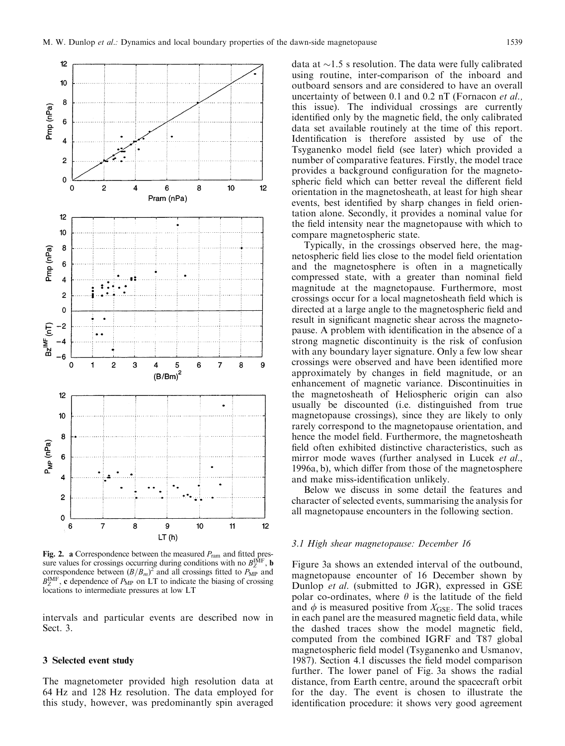Fig. 2. **a** Correspondence between the measured $P_{ram}$ and fitted pressure values for crossings occurring during conditions with no $B_Z^{IMF}$, **b** correspondence between $(B/B_m)^2$ and all crossings fitted to $P_{MP}$ and $B_Z^{IMF}$, **c** dependence of $P_{MP}$ on LT to indicate the biasing of crossing locations to intermediate pressures at low LT

intervals and particular events are described now in Sect. 3.

## 3 Selected event study

The magnetometer provided high resolution data at 64 Hz and 128 Hz resolution. The data employed for this study, however, was predominantly spin averaged data at ~1.5 s resolution. The data were fully calibrated using routine, inter-comparison of the inboard and outboard sensors and are considered to have an overall uncertainty of between 0.1 and 0.2 nT (Fornacon *et al.*, this issue). The individual crossings are currently identified only by the magnetic field, the only calibrated data set available routinely at the time of this report. Identification is therefore assisted by use of the Tsyganenko model field (see later) which provided a number of comparative features. Firstly, the model trace provides a background configuration for the magnetospheric field which can better reveal the different field orientation in the magnetosheath, at least for high shear events, best identified by sharp changes in field orientation alone. Secondly, it provides a nominal value for the field intensity near the magnetopause with which to compare magnetospheric state.

Typically, in the crossings observed here, the magnetospheric field lies close to the model field orientation and the magnetosphere is often in a magnetically compressed state, with a greater than nominal field magnitude at the magnetopause. Furthermore, most crossings occur for a local magnetosheath field which is directed at a large angle to the magnetospheric field and result in significant magnetic shear across the magnetopause. A problem with identification in the absence of a strong magnetic discontinuity is the risk of confusion with any boundary layer signature. Only a few low shear crossings were observed and have been identified more approximately by changes in field magnitude, or an enhancement of magnetic variance. Discontinuities in the magnetosheath of Heliospheric origin can also usually be discounted (i.e. distinguished from true magnetopause crossings), since they are likely to only rarely correspond to the magnetopause orientation, and hence the model field. Furthermore, the magnetosheath field often exhibited distinctive characteristics, such as mirror mode waves (further analysed in Lucek *et al.*, 1996a, b), which differ from those of the magnetosphere and make miss-identification unlikely.

Below we discuss in some detail the features and character of selected events, summarising the analysis for all magnetopause encounters in the following section.

### 3.1 High shear magnetopause: December 16

Figure 3a shows an extended interval of the outbound, magnetopause encounter of 16 December shown by Dunlop *et al.* (submitted to JGR), expressed in GSE polar co-ordinates, where $\theta$ is the latitude of the field and $\phi$ is measured positive from $X_{GSE}$. The solid traces in each panel are the measured magnetic field data, while the dashed traces show the model magnetic field, computed from the combined IGRF and T87 global magnetospheric field model (Tsyganenko and Usmanov, 1987). Section 4.1 discusses the field model comparison further. The lower panel of Fig. 3a shows the radial distance, from Earth centre, around the spacecraft orbit for the day. The event is chosen to illustrate the identification procedure: it shows very good agreement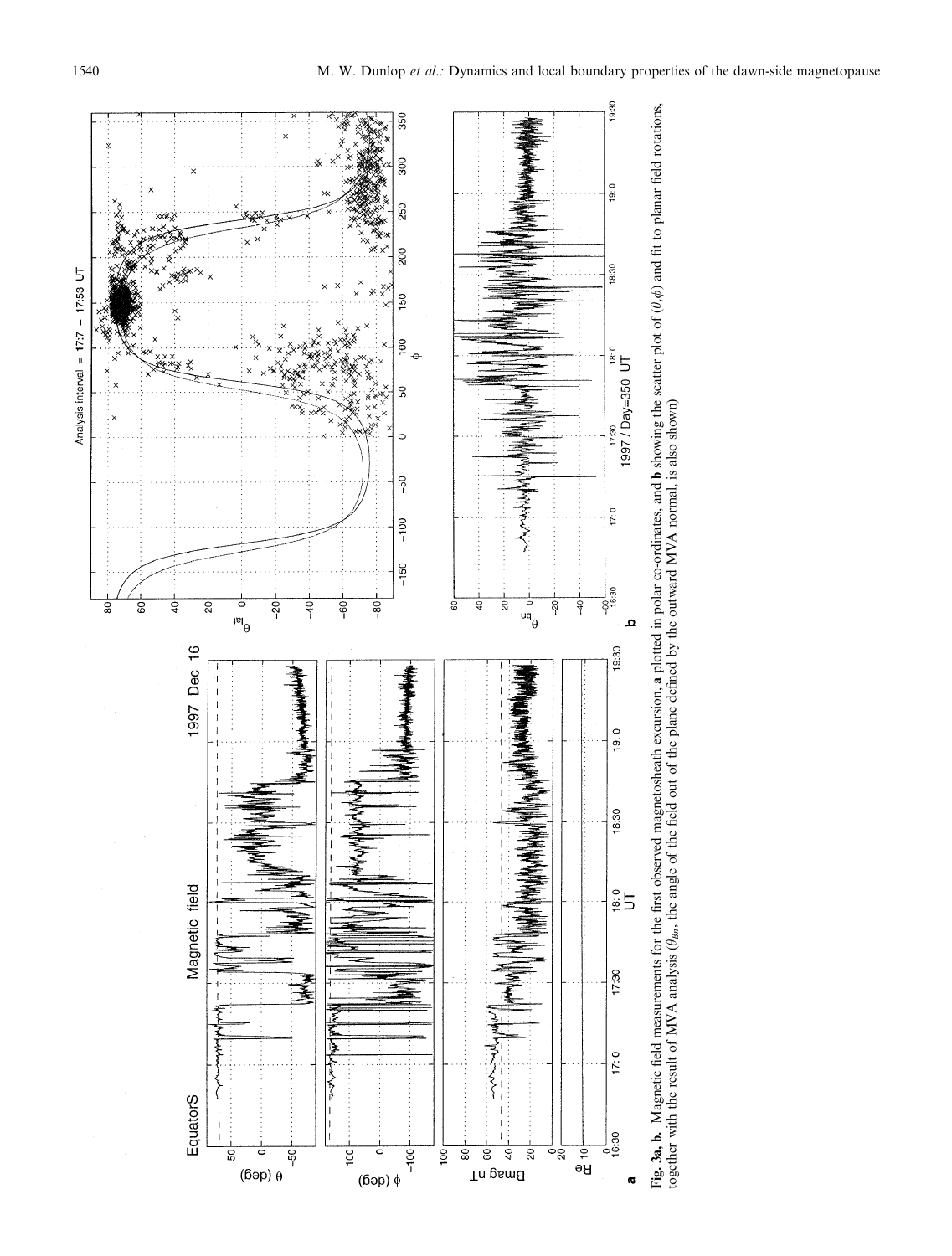**Fig. 3a, b.** Magnetic field measurements for the first observed magnetosheath excursion, **a** plotted in polar co-ordinates, and **b** showing the scatter plot of $(\theta, \phi)$ and fit to planar field rotations, together with the result of MVA analysis ($\theta_{Bn}$, the angle of the field out of the plane defined by the outward MVA normal, is also shown)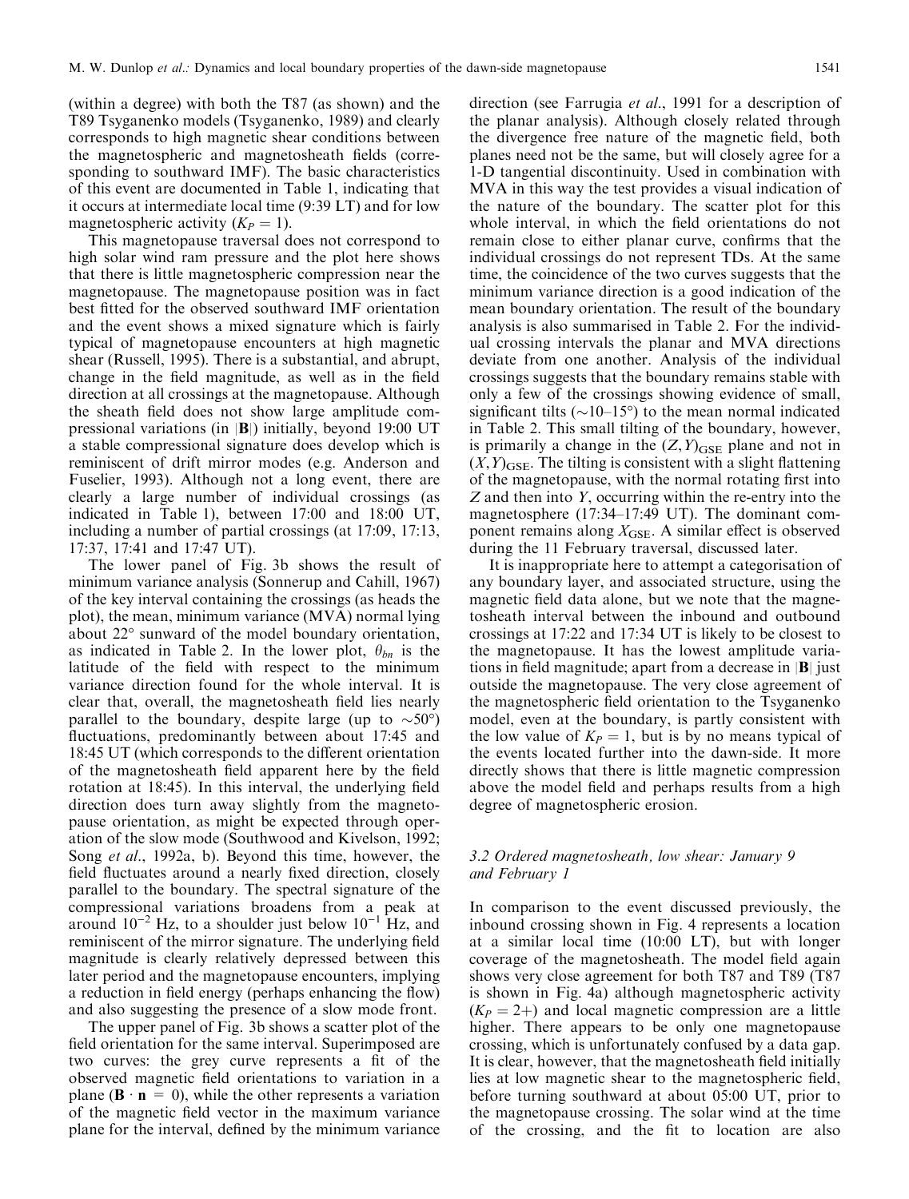(within a degree) with both the T87 (as shown) and the T89 Tsyganenko models (Tsyganenko, 1989) and clearly corresponds to high magnetic shear conditions between the magnetospheric and magnetosheath fields (corresponding to southward IMF). The basic characteristics of this event are documented in Table 1, indicating that it occurs at intermediate local time (9:39 LT) and for low magnetospheric activity ($K_P = 1$).

This magnetopause traversal does not correspond to high solar wind ram pressure and the plot here shows that there is little magnetospheric compression near the magnetopause. The magnetopause position was in fact best fitted for the observed southward IMF orientation and the event shows a mixed signature which is fairly typical of magnetopause encounters at high magnetic shear (Russell, 1995). There is a substantial, and abrupt, change in the field magnitude, as well as in the field direction at all crossings at the magnetopause. Although the sheath field does not show large amplitude compressional variations (in $|\mathbf{B}|$) initially, beyond 19:00 UT a stable compressional signature does develop which is reminiscent of drift mirror modes (e.g. Anderson and Fuselier, 1993). Although not a long event, there are clearly a large number of individual crossings (as indicated in Table 1), between 17:00 and 18:00 UT, including a number of partial crossings (at 17:09, 17:13, 17:37, 17:41 and 17:47 UT).

The lower panel of Fig. 3b shows the result of minimum variance analysis (Sonnerup and Cahill, 1967) of the key interval containing the crossings (as heads the plot), the mean, minimum variance (MVA) normal lying about 22° sunward of the model boundary orientation, as indicated in Table 2. In the lower plot, $\theta_{bn}$ is the latitude of the field with respect to the minimum variance direction found for the whole interval. It is clear that, overall, the magnetosheath field lies nearly parallel to the boundary, despite large (up to ~50°) fluctuations, predominantly between about 17:45 and 18:45 UT (which corresponds to the different orientation of the magnetosheath field apparent here by the field rotation at 18:45). In this interval, the underlying field direction does turn away slightly from the magnetopause orientation, as might be expected through operation of the slow mode (Southwood and Kivelson, 1992; Song *et al.*, 1992a, b). Beyond this time, however, the field fluctuates around a nearly fixed direction, closely parallel to the boundary. The spectral signature of the compressional variations broadens from a peak at around $10^{-2}$ Hz, to a shoulder just below $10^{-1}$ Hz, and reminiscent of the mirror signature. The underlying field magnitude is clearly relatively depressed between this later period and the magnetopause encounters, implying a reduction in field energy (perhaps enhancing the flow) and also suggesting the presence of a slow mode front.

The upper panel of Fig. 3b shows a scatter plot of the field orientation for the same interval. Superimposed are two curves: the grey curve represents a fit of the observed magnetic field orientations to variation in a plane ($\mathbf{B} \cdot \mathbf{n} = 0$), while the other represents a variation of the magnetic field vector in the maximum variance plane for the interval, defined by the minimum variance direction (see Farrugia *et al.*, 1991 for a description of the planar analysis). Although closely related through the divergence free nature of the magnetic field, both planes need not be the same, but will closely agree for a 1-D tangential discontinuity. Used in combination with MVA in this way the test provides a visual indication of the nature of the boundary. The scatter plot for this whole interval, in which the field orientations do not remain close to either planar curve, confirms that the individual crossings do not represent TDs. At the same time, the coincidence of the two curves suggests that the minimum variance direction is a good indication of the mean boundary orientation. The result of the boundary analysis is also summarised in Table 2. For the individual crossing intervals the planar and MVA directions deviate from one another. Analysis of the individual crossings suggests that the boundary remains stable with only a few of the crossings showing evidence of small, significant tilts (~10–15°) to the mean normal indicated in Table 2. This small tilting of the boundary, however, is primarily a change in the $(Z, Y)_{\mathrm{GSE}}$ plane and not in $(X, Y)_{\mathrm{GSE}}$. The tilting is consistent with a slight flattening of the magnetopause, with the normal rotating first into $Z$ and then into $Y$, occurring within the re-entry into the magnetosphere (17:34–17:49 UT). The dominant component remains along $X_{\mathrm{GSE}}$. A similar effect is observed during the 11 February traversal, discussed later.

It is inappropriate here to attempt a categorisation of any boundary layer, and associated structure, using the magnetic field data alone, but we note that the magnetosheath interval between the inbound and outbound crossings at 17:22 and 17:34 UT is likely to be closest to the magnetopause. It has the lowest amplitude variations in field magnitude; apart from a decrease in $|\mathbf{B}|$ just outside the magnetopause. The very close agreement of the magnetospheric field orientation to the Tsyganenko model, even at the boundary, is partly consistent with the low value of $K_P = 1$, but is by no means typical of the events located further into the dawn-side. It more directly shows that there is little magnetic compression above the model field and perhaps results from a high degree of magnetospheric erosion.

### 3.2 Ordered magnetosheath, low shear: January 9 and February 1

In comparison to the event discussed previously, the inbound crossing shown in Fig. 4 represents a location at a similar local time (10:00 LT), but with longer coverage of the magnetosheath. The model field again shows very close agreement for both T87 and T89 (T87 is shown in Fig. 4a) although magnetospheric activity ($K_P = 2+$) and local magnetic compression are a little higher. There appears to be only one magnetopause crossing, which is unfortunately confused by a data gap. It is clear, however, that the magnetosheath field initially lies at low magnetic shear to the magnetospheric field, before turning southward at about 05:00 UT, prior to the magnetopause crossing. The solar wind at the time of the crossing, and the fit to location are also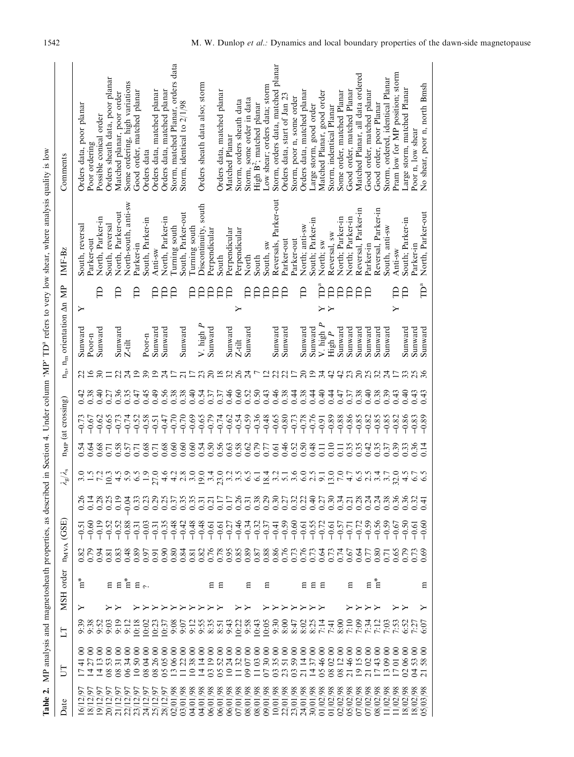**Table 2.** MP analysis and magnetosheath properties, as described in Section 4. Under column 'MP' TD[a] refers to very low shear, where analysis quality is low

| Date | UT | LT | MSH order | | $n_{MVA}$ (GSE) | | | $\lambda_2/\lambda_3$ | $n_{MP}$ (at crossing) | | | $n_n$, $n_m$ | orientation | $\Delta n$ | MP | IMF-Bz | Comments |
|---|---|---|---|---|---|---|---|---|---|---|---|---|---|---|---|---|---|
| 16/12/97 | 17 41 00 | 9:39 | Y | m* | 0.82 | −0.51 | 0.26 | 3.0 | 0.54 | −0.73 | 0.42 | 22 | Sunward | Y | | South, reversal | Orders data, poor planar |
| 18/12/97 | 14 27 00 | 9:38 | | | 0.79 | −0.60 | 0.14 | 1.5 | 0.64 | −0.67 | 0.38 | 16 | Poor-n | | | Parker-out | Poor ordering |
| 19/12/97 | 14 13 00 | 9:52 | | | 0.94 | −0.19 | 0.28 | 7.2 | 0.68 | −0.62 | 0.40 | 30 | Sunward | | TD | North, Parker-in | Possible conical order |
| 20/12/97 | 08 53 00 | 9:03 | Y | m | 0.81 | −0.52 | 0.25 | 10.3 | 0.71 | −0.65 | 0.27 | 11 | | | | South, reversal | Orders sheath data, poor planar |
| 21/12/97 | 08 31 00 | 9:19 | Y | m | 0.83 | −0.52 | 0.19 | 4.5 | 0.58 | −0.73 | 0.36 | 22 | Sunward | | TD | North, Parker-out | Matched planar, poor order |
| 22/12/97 | 06 34 00 | 9:12 | | m* | 0.48 | −0.88 | −0.04 | 5.9 | 0.57 | −0.74 | 0.35 | 24 | Z-tilt | | | North-south, anti-sw | Some ordering, high variations |
| 23/12/97 | 10 50 00 | 10:18 | Y | m | 0.89 | −0.31 | 0.33 | 6.5 | 0.71 | −0.52 | 0.47 | 19 | | | TD | Parker-in | Good order, matched planar |
| 24/12/97 | 08 04 00 | 10:02 | Y | ? | 0.97 | −0.03 | 0.23 | 1.9 | 0.68 | −0.58 | 0.45 | 39 | Poor-n | | | South, Parker-in | Orders data |
| 25/12/97 | 08 26 00 | 10:23 | Y | | 0.91 | −0.31 | 0.29 | 27.0 | 0.71 | −0.51 | 0.49 | 19 | Sunward | | TD | Anti-sw | Orders data, matched planar |
| 28/12/97 | 05 05 00 | 10:37 | Y | | 0.90 | −0.35 | 0.25 | 4.6 | 0.68 | −0.47 | 0.56 | 24 | Sunward | | TD | North, Parker-in | Orders data, matched planar |
| 02/01/98 | 13 06 00 | 9:08 | Y | | 0.80 | −0.48 | 0.37 | 4.2 | 0.60 | −0.70 | 0.38 | 17 | | | TD | Turning south | Storm, matched Planar, orders data |
| 03/01/98 | 11 22 00 | 9:07 | Y | | 0.84 | −0.42 | 0.35 | 2.8 | 0.60 | −0.70 | 0.38 | 21 | Sunward | | | South, Parker-out | Storm, identical to 2/1/98 |
| 04/01/98 | 10 38 00 | 9:12 | Y | | 0.81 | −0.48 | 0.35 | 3.0 | 0.60 | −0.69 | 0.40 | 17 | | | TD | Turning south | |
| 04/01/98 | 14 14 00 | 9:55 | Y | | 0.82 | −0.48 | 0.31 | 19.0 | 0.54 | −0.65 | 0.54 | 23 | V. high $P$ | | TD | Discontinuity, south | Orders sheath data also; storm |
| 06/01/98 | 03 19 00 | 8:35 | Y | m | 0.76 | −0.61 | 0.21 | 3.4 | 0.50 | −0.79 | 0.37 | 20 | Sunward | | TD | Perpendicular | |
| 06/01/98 | 05 52 00 | 8:51 | Y | m | 0.78 | −0.61 | 0.17 | 23.0 | 0.56 | −0.74 | 0.37 | 18 | | | TD | South | Orders data, matched planar |
| 06/01/98 | 10 24 00 | 9:43 | | | 0.95 | −0.27 | 0.17 | 3.2 | 0.63 | −0.62 | 0.46 | 32 | Sunward | | TD | Perpendicular | Matched Planar |
| 07/01/98 | 11 32 00 | 10:22 | Y | | 0.85 | −0.46 | 0.26 | 3.5 | 0.58 | −0.54 | 0.60 | 26 | Z-tilt | Y | | Perpendicular | Storm, orders sheath data |
| 08/01/98 | 09 07 00 | 9:58 | Y | m | 0.89 | −0.34 | 0.31 | 6.5 | 0.62 | −0.59 | 0.52 | 24 | Sunward | | TD | North | Storm, some order in data |
| 08/01/98 | 11 03 00 | 10:43 | | | 0.87 | −0.32 | 0.38 | 6.1 | 0.79 | −0.36 | 0.50 | 7 | | | TD | South | High $B_z^2$; matched planar |
| 09/01/98 | 07 30 00 | 10:05 | Y | m | 0.88 | −0.37 | 0.29 | 18.4 | 0.77 | −0.48 | 0.43 | 12 | | | TD | South, sw | Low shear; orders data; storm |
| 10/01/98 | 03 35 00 | 9:30 | Y | | 0.86 | −0.41 | 0.30 | 3.2 | 0.61 | −0.65 | 0.46 | 22 | Sunward | | TD | Reversals, Parker-out | Storm, orders data, matched planar |
| 22/01/98 | 23 51 00 | 8:00 | Y | | 0.76 | −0.59 | 0.27 | 5.1 | 0.46 | −0.80 | 0.38 | 22 | Sunward | | TD | Parker-out | Orders data, start of Jan 23 |
| 23/01/98 | 03 59 00 | 8:47 | Y | | 0.73 | −0.60 | 0.32 | 3.6 | 0.52 | −0.73 | 0.44 | 17 | | | | Parker-out | Storm, poor n, some order |
| 24/01/98 | 21 14 00 | 8:02 | Y | m | 0.76 | −0.61 | 0.22 | 6.0 | 0.50 | −0.78 | 0.38 | 20 | Sunward | | TD | North; anti-sw | Orders data, matched planar |
| 30/01/98 | 14 37 00 | 8:25 | Y | m | 0.73 | −0.55 | 0.40 | 2.5 | 0.48 | −0.76 | 0.44 | 19 | Sunward | | | South; Parker-in | Large storm, good order |
| 01/02/98 | 05 46 00 | 7:14 | Y | m | 0.64 | −0.72 | 0.27 | 9.1 | 0.11 | −0.91 | 0.40 | 34 | V. high $P$ | Y | TD[a] | North; sw | Matched Planar, good order |
| 01/02/98 | 08 02 00 | 7:41 | | | 0.73 | −0.61 | 0.30 | 13.0 | 0.10 | −0.89 | 0.44 | 42 | High $P$ | Y | TD | Reversal, sw | Storm, indentical Planar |
| 02/02/98 | 08 12 00 | 8:00 | | | 0.74 | −0.57 | 0.34 | 7.0 | 0.11 | −0.88 | 0.47 | 42 | Sunward | | TD | North; Parker-in | Some order, matched Planar |
| 05/02/98 | 21 46 00 | 7:10 | Y | m | 0.67 | −0.71 | 0.21 | 4.7 | 0.35 | −0.86 | 0.37 | 23 | Sunward | | TD | North; Parker-in | Good order, matched Planar |
| 07/02/98 | 19 15 00 | 7:09 | Y | | 0.64 | −0.72 | 0.28 | 6.5 | 0.35 | −0.85 | 0.38 | 20 | Sunward | | TD | Reversal, Parker-in | Matched Planar, all data ordered |
| 07/02/98 | 21 02 00 | 7:34 | Y | m | 0.77 | −0.59 | 0.24 | 2.5 | 0.42 | −0.82 | 0.40 | 25 | Sunward | | TD | Parker-in | Good order, matched planar |
| 08/02/98 | 17 43 00 | 7:12 | Y | m* | 0.80 | −0.56 | 0.24 | 3.4 | 0.35 | −0.85 | 0.38 | 32 | Sunward | | | Reversal, Parker-in | Good order, poor Planar |
| 11/02/98 | 13 09 00 | 7:03 | | | 0.71 | −0.59 | 0.38 | 3.7 | 0.37 | −0.85 | 0.39 | 24 | Sunward | | | South, anti-sw | Storm, ordered, identical Planar |
| 11/02/98 | 17 01 00 | 7:53 | Y | | 0.65 | −0.67 | 0.36 | 32.0 | 0.39 | −0.82 | 0.43 | 17 | | Y | TD | Anti-sw | Pram low for MP position; storm |
| 18/02/98 | 02 06 00 | 6:52 | Y | | 0.79 | −0.50 | 0.36 | 4.5 | 0.33 | −0.86 | 0.40 | 33 | Sunward | | TD | South; Parker-in | Large storm, matched Planar |
| 18/02/98 | 04 53 00 | 7:27 | | | 0.73 | −0.61 | 0.32 | 6.7 | 0.36 | −0.83 | 0.43 | 25 | Sunward | | | Parker-in | Poor n, low shear |
| 05/03/98 | 21 58 00 | 6:07 | Y | m | 0.69 | −0.60 | 0.41 | 6.5 | 0.14 | −0.89 | 0.43 | 36 | Sunward | | TD[a] | North, Parker-out | No shear, poor n, north Bmsh |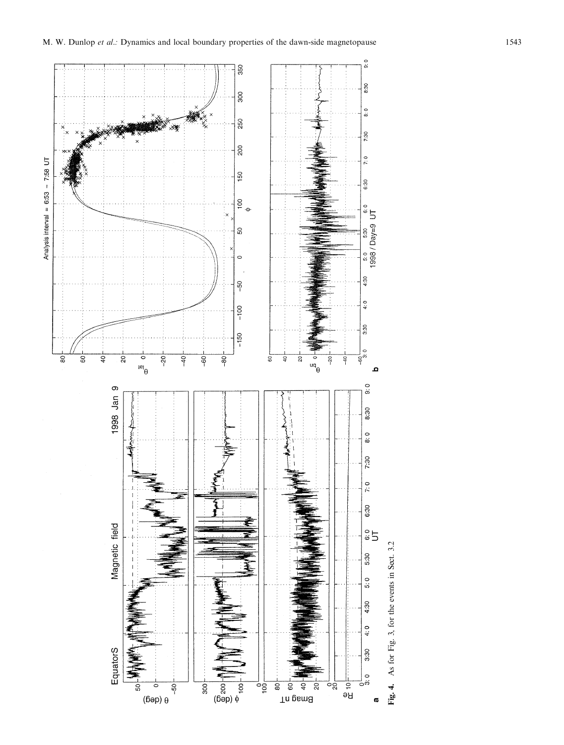**Fig. 4.** As for Fig. 3, for the events in Sect. 3.2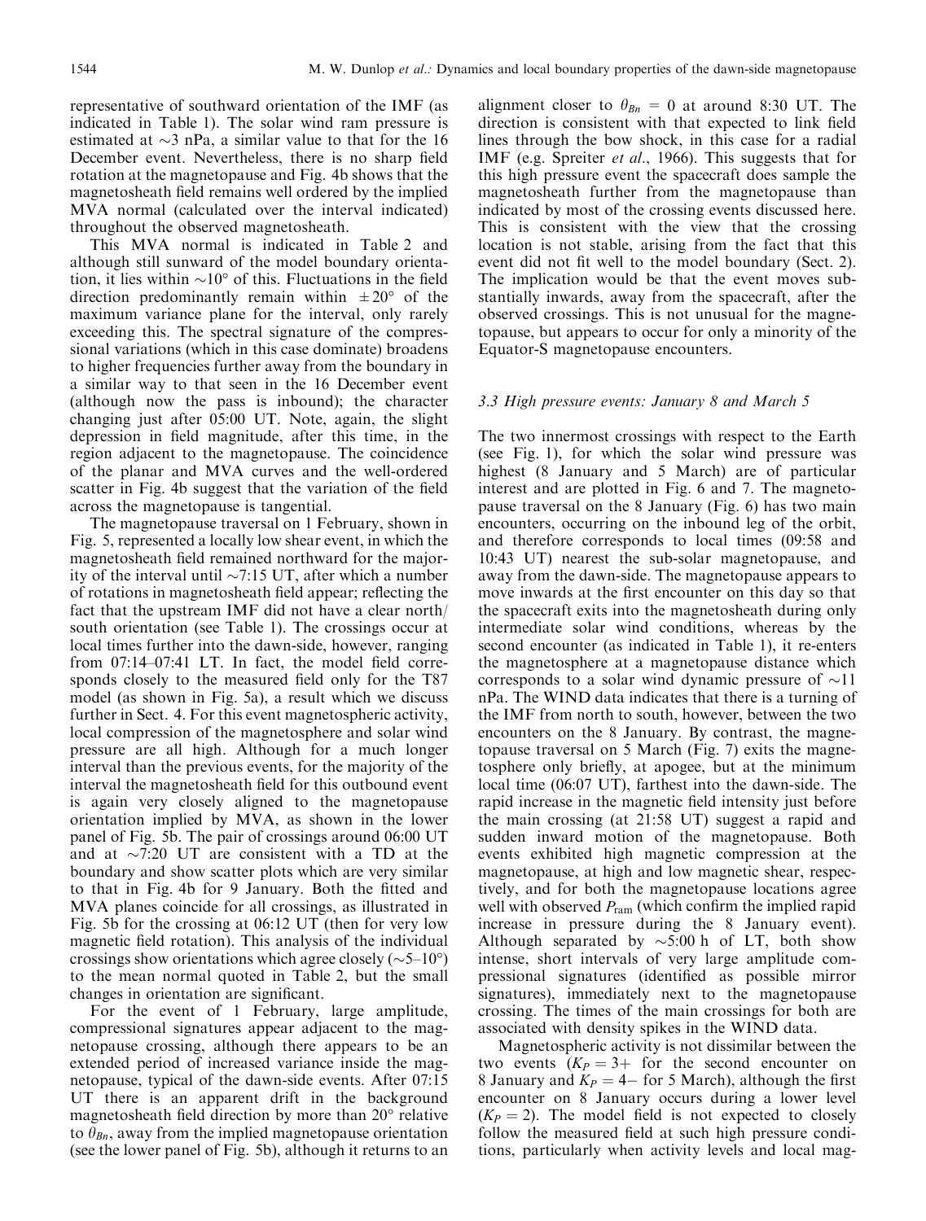representative of southward orientation of the IMF (as indicated in Table 1). The solar wind ram pressure is estimated at ~3 nPa, a similar value to that for the 16 December event. Nevertheless, there is no sharp field rotation at the magnetopause and Fig. 4b shows that the magnetosheath field remains well ordered by the implied MVA normal (calculated over the interval indicated) throughout the observed magnetosheath.

This MVA normal is indicated in Table 2 and although still sunward of the model boundary orientation, it lies within ~10° of this. Fluctuations in the field direction predominantly remain within ±20° of the maximum variance plane for the interval, only rarely exceeding this. The spectral signature of the compressional variations (which in this case dominate) broadens to higher frequencies further away from the boundary in a similar way to that seen in the 16 December event (although now the pass is inbound); the character changing just after 05:00 UT. Note, again, the slight depression in field magnitude, after this time, in the region adjacent to the magnetopause. The coincidence of the planar and MVA curves and the well-ordered scatter in Fig. 4b suggest that the variation of the field across the magnetopause is tangential.

The magnetopause traversal on 1 February, shown in Fig. 5, represented a locally low shear event, in which the magnetosheath field remained northward for the majority of the interval until ~7:15 UT, after which a number of rotations in magnetosheath field appear; reflecting the fact that the upstream IMF did not have a clear north/south orientation (see Table 1). The crossings occur at local times further into the dawn-side, however, ranging from 07:14–07:41 LT. In fact, the model field corresponds closely to the measured field only for the T87 model (as shown in Fig. 5a), a result which we discuss further in Sect. 4. For this event magnetospheric activity, local compression of the magnetosphere and solar wind pressure are all high. Although for a much longer interval than the previous events, for the majority of the interval the magnetosheath field for this outbound event is again very closely aligned to the magnetopause orientation implied by MVA, as shown in the lower panel of Fig. 5b. The pair of crossings around 06:00 UT and at ~7:20 UT are consistent with a TD at the boundary and show scatter plots which are very similar to that in Fig. 4b for 9 January. Both the fitted and MVA planes coincide for all crossings, as illustrated in Fig. 5b for the crossing at 06:12 UT (then for very low magnetic field rotation). This analysis of the individual crossings show orientations which agree closely (~5–10°) to the mean normal quoted in Table 2, but the small changes in orientation are significant.

For the event of 1 February, large amplitude, compressional signatures appear adjacent to the magnetopause crossing, although there appears to be an extended period of increased variance inside the magnetopause, typical of the dawn-side events. After 07:15 UT there is an apparent drift in the background magnetosheath field direction by more than 20° relative to $\theta_{Bn}$, away from the implied magnetopause orientation (see the lower panel of Fig. 5b), although it returns to an alignment closer to $\theta_{Bn} = 0$ at around 8:30 UT. The direction is consistent with that expected to link field lines through the bow shock, in this case for a radial IMF (e.g. Spreiter *et al*., 1966). This suggests that for this high pressure event the spacecraft does sample the magnetosheath further from the magnetopause than indicated by most of the crossing events discussed here. This is consistent with the view that the crossing location is not stable, arising from the fact that this event did not fit well to the model boundary (Sect. 2). The implication would be that the event moves substantially inwards, away from the spacecraft, after the observed crossings. This is not unusual for the magnetopause, but appears to occur for only a minority of the Equator-S magnetopause encounters.

### 3.3 High pressure events: January 8 and March 5

The two innermost crossings with respect to the Earth (see Fig. 1), for which the solar wind pressure was highest (8 January and 5 March) are of particular interest and are plotted in Fig. 6 and 7. The magnetopause traversal on the 8 January (Fig. 6) has two main encounters, occurring on the inbound leg of the orbit, and therefore corresponds to local times (09:58 and 10:43 UT) nearest the sub-solar magnetopause, and away from the dawn-side. The magnetopause appears to move inwards at the first encounter on this day so that the spacecraft exits into the magnetosheath during only intermediate solar wind conditions, whereas by the second encounter (as indicated in Table 1), it re-enters the magnetosphere at a magnetopause distance which corresponds to a solar wind dynamic pressure of ~11 nPa. The WIND data indicates that there is a turning of the IMF from north to south, however, between the two encounters on the 8 January. By contrast, the magnetopause traversal on 5 March (Fig. 7) exits the magnetosphere only briefly, at apogee, but at the minimum local time (06:07 UT), farthest into the dawn-side. The rapid increase in the magnetic field intensity just before the main crossing (at 21:58 UT) suggest a rapid and sudden inward motion of the magnetopause. Both events exhibited high magnetic compression at the magnetopause, at high and low magnetic shear, respectively, and for both the magnetopause locations agree well with observed $P_{ram}$ (which confirm the implied rapid increase in pressure during the 8 January event). Although separated by ~5:00 h of LT, both show intense, short intervals of very large amplitude compressional signatures (identified as possible mirror signatures), immediately next to the magnetopause crossing. The times of the main crossings for both are associated with density spikes in the WIND data.

Magnetospheric activity is not dissimilar between the two events ($K_P = 3+$ for the second encounter on 8 January and $K_P = 4-$ for 5 March), although the first encounter on 8 January occurs during a lower level ($K_P = 2$). The model field is not expected to closely follow the measured field at such high pressure conditions, particularly when activity levels and local mag-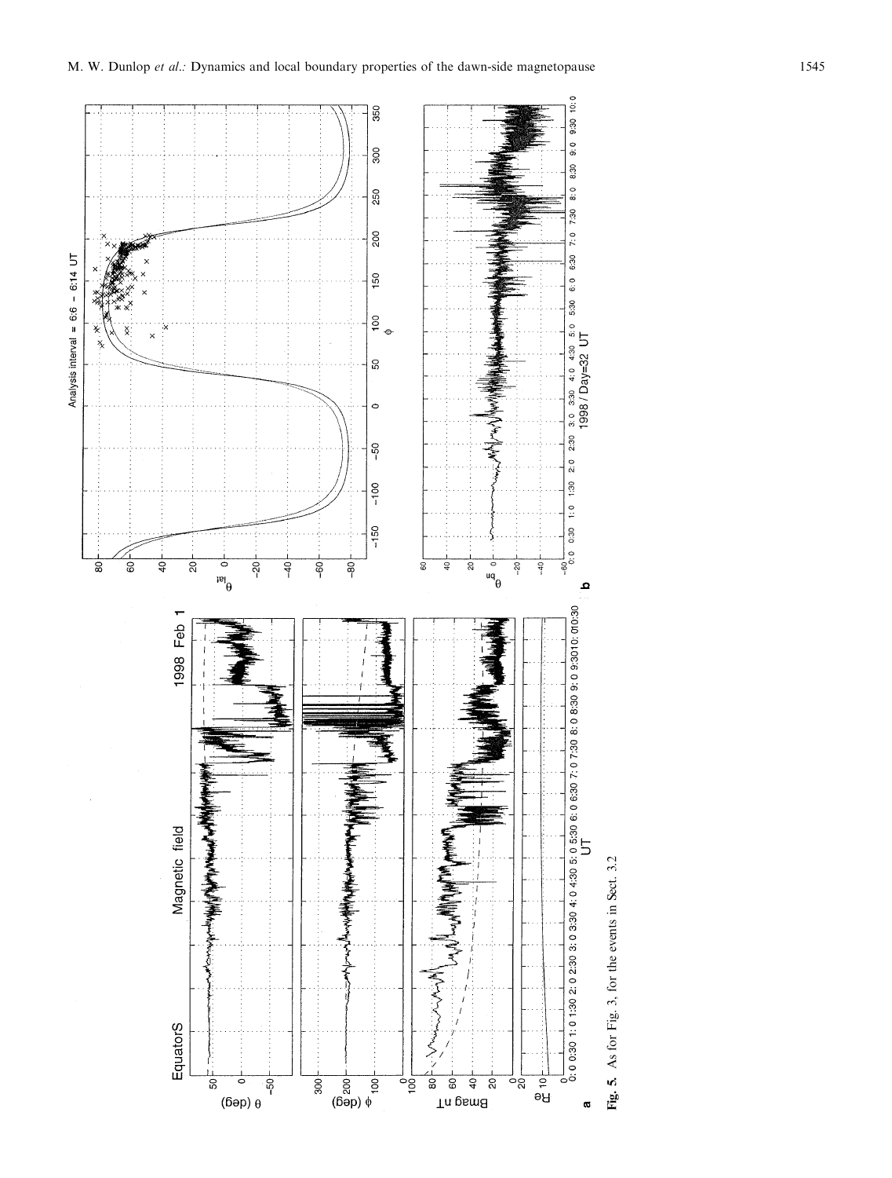**Fig. 5.** As for Fig. 3, for the events in Sect. 3.2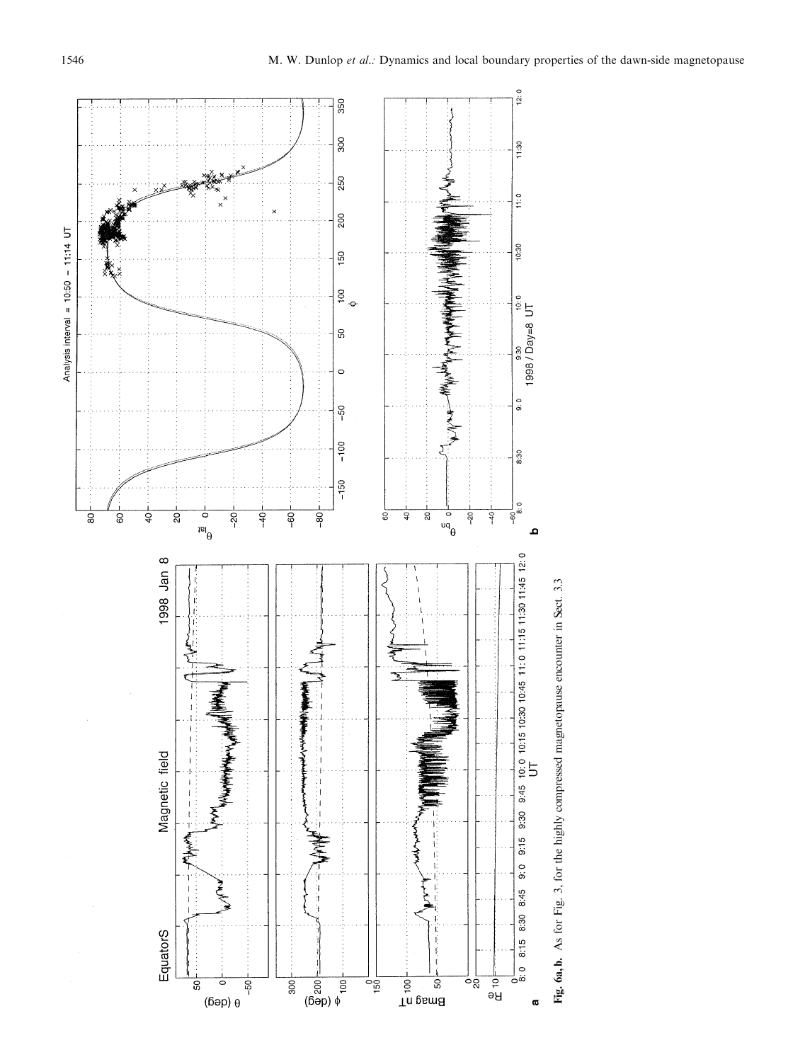**Fig. 6a, b.** As for Fig. 3, for the highly compressed magnetopause encounter in Sect. 3.3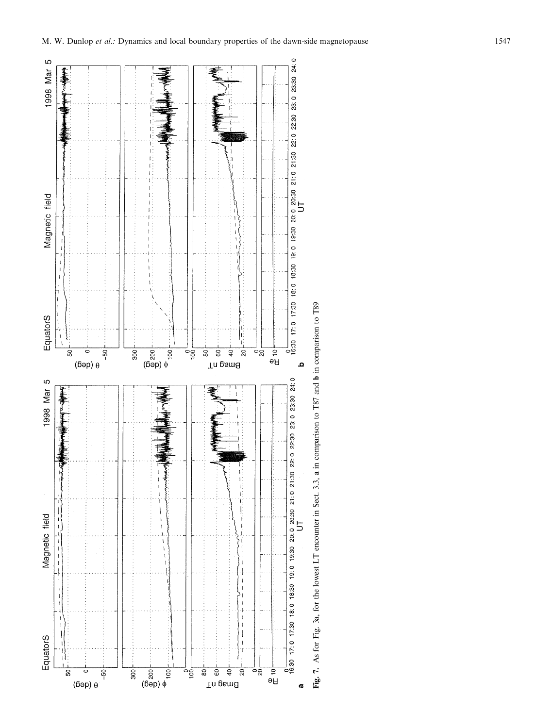**Fig. 7.** As for Fig. 3a, for the lowest LT encounter in Sect. 3.3, **a** in comparison to T87 and **b** in comparison to T89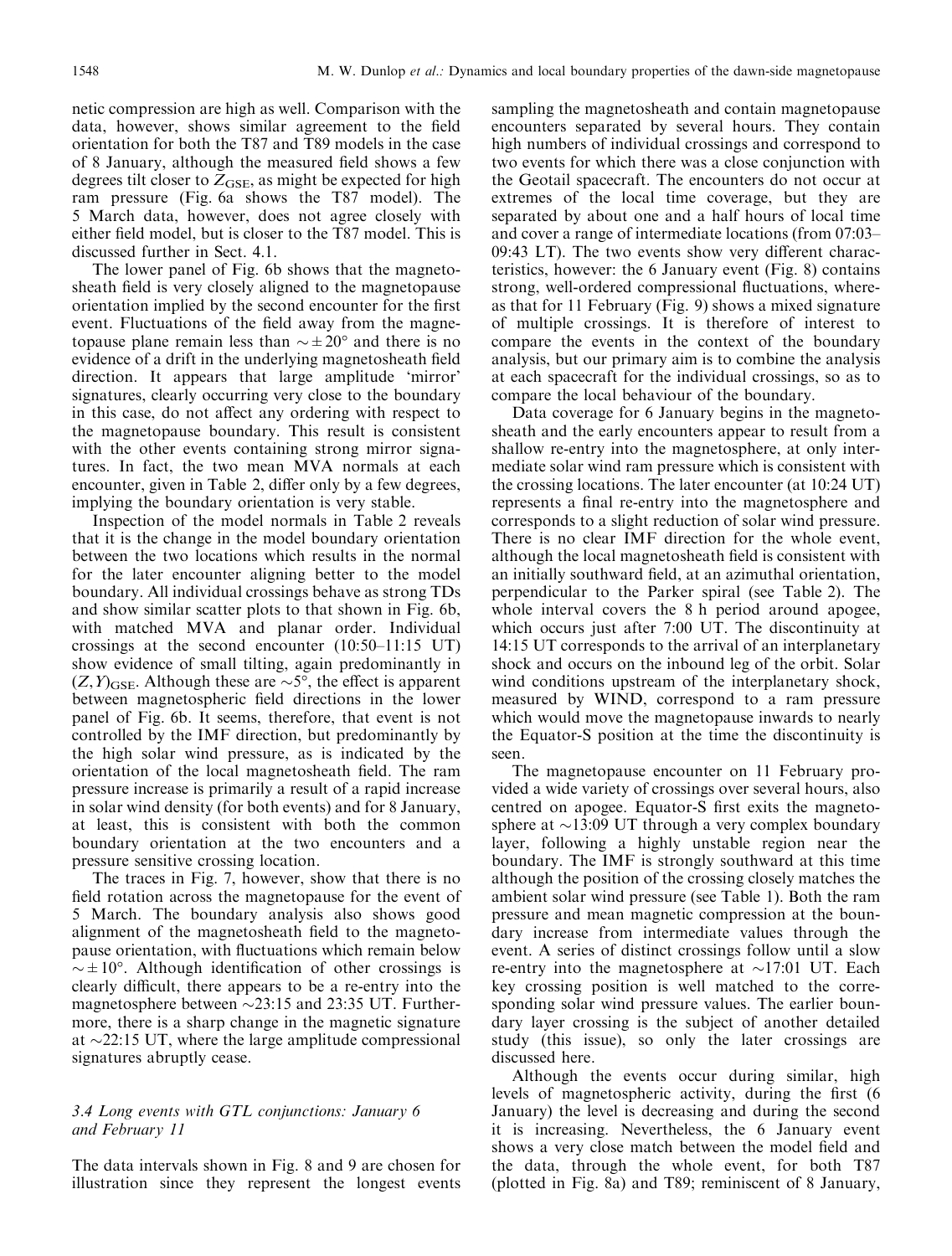netic compression are high as well. Comparison with the data, however, shows similar agreement to the field orientation for both the T87 and T89 models in the case of 8 January, although the measured field shows a few degrees tilt closer to $Z_{GSE}$, as might be expected for high ram pressure (Fig. 6a shows the T87 model). The 5 March data, however, does not agree closely with either field model, but is closer to the T87 model. This is discussed further in Sect. 4.1.

The lower panel of Fig. 6b shows that the magnetosheath field is very closely aligned to the magnetopause orientation implied by the second encounter for the first event. Fluctuations of the field away from the magnetopause plane remain less than $\sim \pm 20°$ and there is no evidence of a drift in the underlying magnetosheath field direction. It appears that large amplitude 'mirror' signatures, clearly occurring very close to the boundary in this case, do not affect any ordering with respect to the magnetopause boundary. This result is consistent with the other events containing strong mirror signatures. In fact, the two mean MVA normals at each encounter, given in Table 2, differ only by a few degrees, implying the boundary orientation is very stable.

Inspection of the model normals in Table 2 reveals that it is the change in the model boundary orientation between the two locations which results in the normal for the later encounter aligning better to the model boundary. All individual crossings behave as strong TDs and show similar scatter plots to that shown in Fig. 6b, with matched MVA and planar order. Individual crossings at the second encounter (10:50–11:15 UT) show evidence of small tilting, again predominantly in $(Z,Y)_{GSE}$. Although these are $\sim 5°$, the effect is apparent between magnetospheric field directions in the lower panel of Fig. 6b. It seems, therefore, that event is not controlled by the IMF direction, but predominantly by the high solar wind pressure, as is indicated by the orientation of the local magnetosheath field. The ram pressure increase is primarily a result of a rapid increase in solar wind density (for both events) and for 8 January, at least, this is consistent with both the common boundary orientation at the two encounters and a pressure sensitive crossing location.

The traces in Fig. 7, however, show that there is no field rotation across the magnetopause for the event of 5 March. The boundary analysis also shows good alignment of the magnetosheath field to the magnetopause orientation, with fluctuations which remain below $\sim \pm 10°$. Although identification of other crossings is clearly difficult, there appears to be a re-entry into the magnetosphere between ~23:15 and 23:35 UT. Furthermore, there is a sharp change in the magnetic signature at ~22:15 UT, where the large amplitude compressional signatures abruptly cease.

### 3.4 Long events with GTL conjunctions: January 6 and February 11

The data intervals shown in Fig. 8 and 9 are chosen for illustration since they represent the longest events sampling the magnetosheath and contain magnetopause encounters separated by several hours. They contain high numbers of individual crossings and correspond to two events for which there was a close conjunction with the Geotail spacecraft. The encounters do not occur at extremes of the local time coverage, but they are separated by about one and a half hours of local time and cover a range of intermediate locations (from 07:03–09:43 LT). The two events show very different characteristics, however: the 6 January event (Fig. 8) contains strong, well-ordered compressional fluctuations, whereas that for 11 February (Fig. 9) shows a mixed signature of multiple crossings. It is therefore of interest to compare the events in the context of the boundary analysis, but our primary aim is to combine the analysis at each spacecraft for the individual crossings, so as to compare the local behaviour of the boundary.

Data coverage for 6 January begins in the magnetosheath and the early encounters appear to result from a shallow re-entry into the magnetosphere, at only intermediate solar wind ram pressure which is consistent with the crossing locations. The later encounter (at 10:24 UT) represents a final re-entry into the magnetosphere and corresponds to a slight reduction of solar wind pressure. There is no clear IMF direction for the whole event, although the local magnetosheath field is consistent with an initially southward field, at an azimuthal orientation, perpendicular to the Parker spiral (see Table 2). The whole interval covers the 8 h period around apogee, which occurs just after 7:00 UT. The discontinuity at 14:15 UT corresponds to the arrival of an interplanetary shock and occurs on the inbound leg of the orbit. Solar wind conditions upstream of the interplanetary shock, measured by WIND, correspond to a ram pressure which would move the magnetopause inwards to nearly the Equator-S position at the time the discontinuity is seen.

The magnetopause encounter on 11 February provided a wide variety of crossings over several hours, also centred on apogee. Equator-S first exits the magnetosphere at ~13:09 UT through a very complex boundary layer, following a highly unstable region near the boundary. The IMF is strongly southward at this time although the position of the crossing closely matches the ambient solar wind pressure (see Table 1). Both the ram pressure and mean magnetic compression at the boundary increase from intermediate values through the event. A series of distinct crossings follow until a slow re-entry into the magnetosphere at ~17:01 UT. Each key crossing position is well matched to the corresponding solar wind pressure values. The earlier boundary layer crossing is the subject of another detailed study (this issue), so only the later crossings are discussed here.

Although the events occur during similar, high levels of magnetospheric activity, during the first (6 January) the level is decreasing and during the second it is increasing. Nevertheless, the 6 January event shows a very close match between the model field and the data, through the whole event, for both T87 (plotted in Fig. 8a) and T89; reminiscent of 8 January,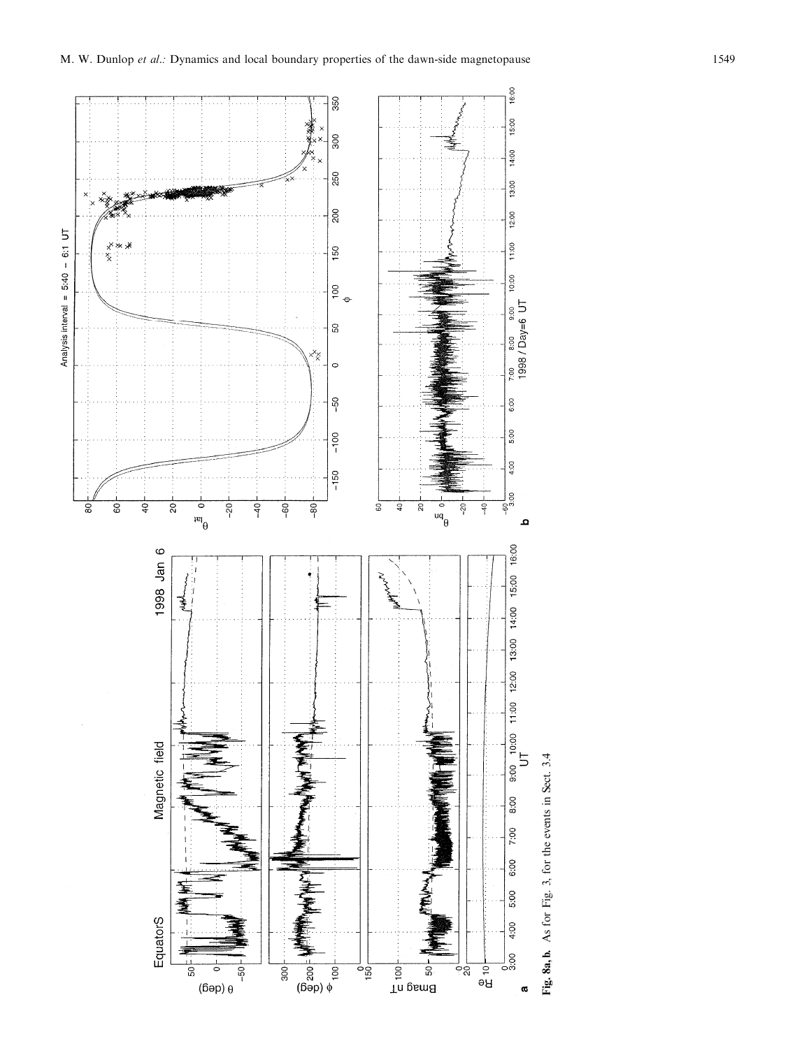**Fig. 8a, b.** As for Fig. 3, for the events in Sect. 3.4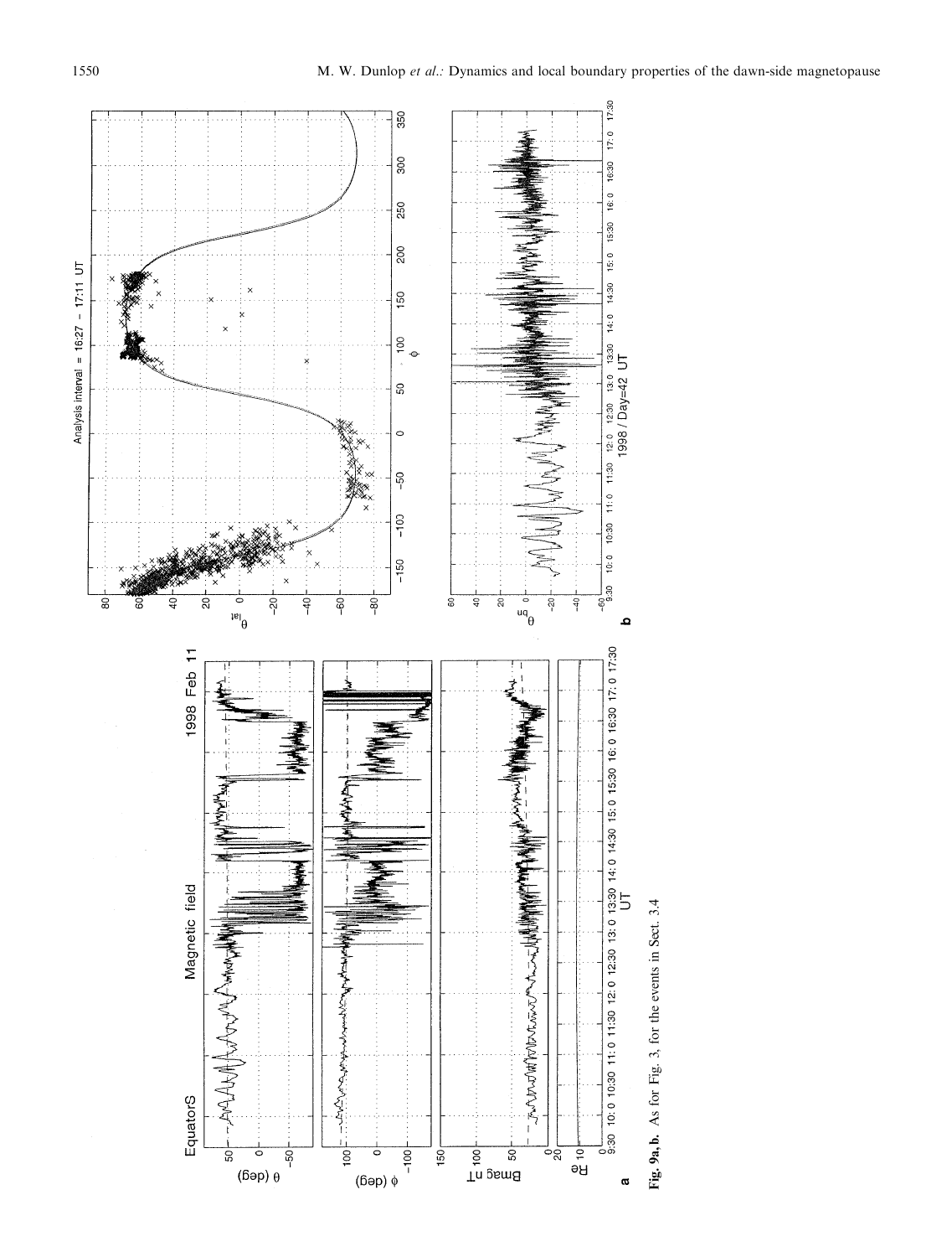**Fig. 9a, b.** As for Fig. 3, for the events in Sect. 3.4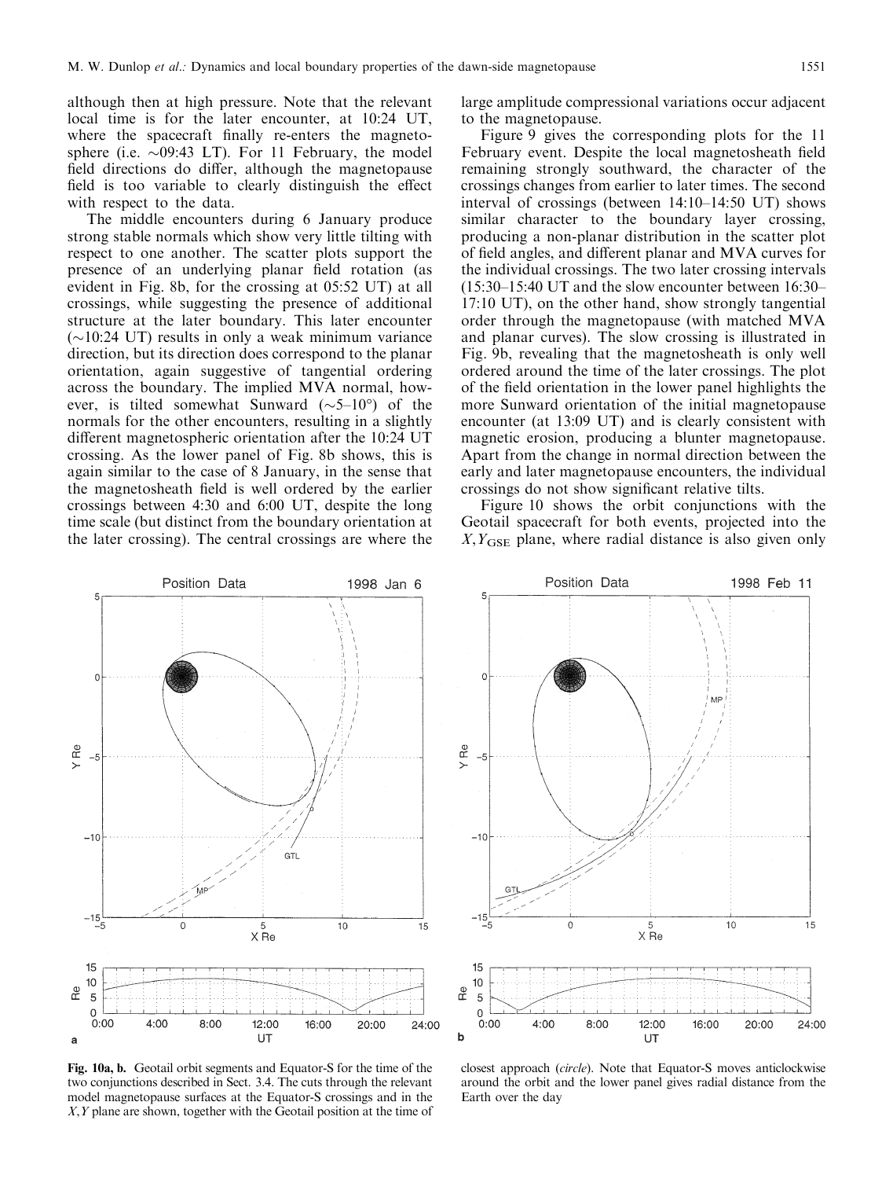although then at high pressure. Note that the relevant local time is for the later encounter, at 10:24 UT, where the spacecraft finally re-enters the magnetosphere (i.e. ~09:43 LT). For 11 February, the model field directions do differ, although the magnetopause field is too variable to clearly distinguish the effect with respect to the data.

The middle encounters during 6 January produce strong stable normals which show very little tilting with respect to one another. The scatter plots support the presence of an underlying planar field rotation (as evident in Fig. 8b, for the crossing at 05:52 UT) at all crossings, while suggesting the presence of additional structure at the later boundary. This later encounter (~10:24 UT) results in only a weak minimum variance direction, but its direction does correspond to the planar orientation, again suggestive of tangential ordering across the boundary. The implied MVA normal, however, is tilted somewhat Sunward (~5–10°) of the normals for the other encounters, resulting in a slightly different magnetospheric orientation after the 10:24 UT crossing. As the lower panel of Fig. 8b shows, this is again similar to the case of 8 January, in the sense that the magnetosheath field is well ordered by the earlier crossings between 4:30 and 6:00 UT, despite the long time scale (but distinct from the boundary orientation at the later crossing). The central crossings are where the large amplitude compressional variations occur adjacent to the magnetopause.

Figure 9 gives the corresponding plots for the 11 February event. Despite the local magnetosheath field remaining strongly southward, the character of the crossings changes from earlier to later times. The second interval of crossings (between 14:10–14:50 UT) shows similar character to the boundary layer crossing, producing a non-planar distribution in the scatter plot of field angles, and different planar and MVA curves for the individual crossings. The two later crossing intervals (15:30–15:40 UT and the slow encounter between 16:30–17:10 UT), on the other hand, show strongly tangential order through the magnetopause (with matched MVA and planar curves). The slow crossing is illustrated in Fig. 9b, revealing that the magnetosheath is only well ordered around the time of the later crossings. The plot of the field orientation in the lower panel highlights the more Sunward orientation of the initial magnetopause encounter (at 13:09 UT) and is clearly consistent with magnetic erosion, producing a blunter magnetopause. Apart from the change in normal direction between the early and later magnetopause encounters, the individual crossings do not show significant relative tilts.

Figure 10 shows the orbit conjunctions with the Geotail spacecraft for both events, projected into the $X, Y_{GSE}$ plane, where radial distance is also given only

**Fig. 10a, b.** Geotail orbit segments and Equator-S for the time of the two conjunctions described in Sect. 3.4. The cuts through the relevant model magnetopause surfaces at the Equator-S crossings and in the $X, Y$ plane are shown, together with the Geotail position at the time of closest approach (*circle*). Note that Equator-S moves anticlockwise around the orbit and the lower panel gives radial distance from the Earth over the day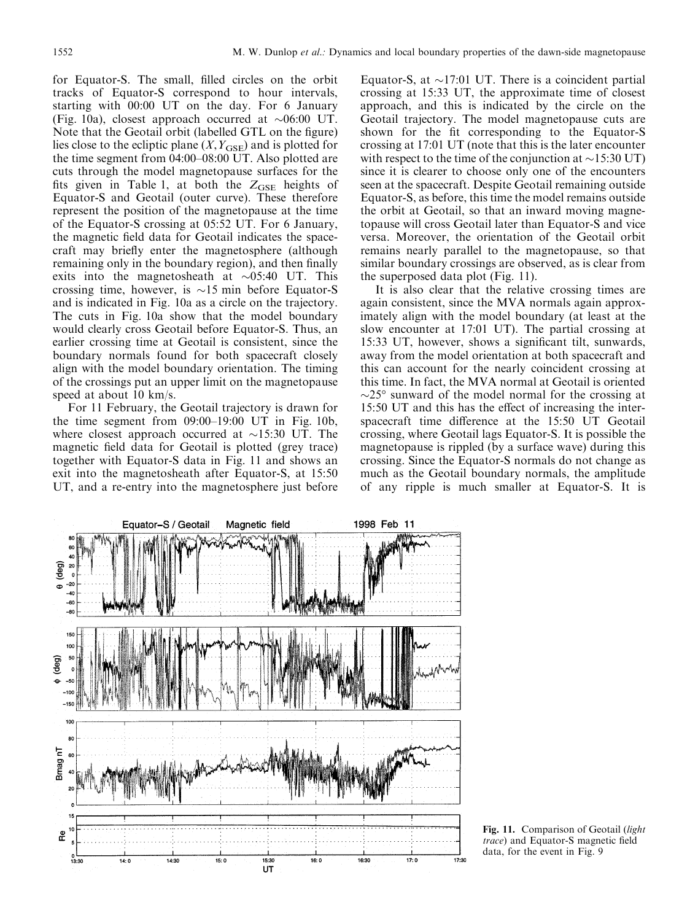for Equator-S. The small, filled circles on the orbit tracks of Equator-S correspond to hour intervals, starting with 00:00 UT on the day. For 6 January (Fig. 10a), closest approach occurred at ~06:00 UT. Note that the Geotail orbit (labelled GTL on the figure) lies close to the ecliptic plane ($X, Y_{GSE}$) and is plotted for the time segment from 04:00–08:00 UT. Also plotted are cuts through the model magnetopause surfaces for the fits given in Table 1, at both the $Z_{GSE}$ heights of Equator-S and Geotail (outer curve). These therefore represent the position of the magnetopause at the time of the Equator-S crossing at 05:52 UT. For 6 January, the magnetic field data for Geotail indicates the spacecraft may briefly enter the magnetosphere (although remaining only in the boundary region), and then finally exits into the magnetosheath at ~05:40 UT. This crossing time, however, is ~15 min before Equator-S and is indicated in Fig. 10a as a circle on the trajectory. The cuts in Fig. 10a show that the model boundary would clearly cross Geotail before Equator-S. Thus, an earlier crossing time at Geotail is consistent, since the boundary normals found for both spacecraft closely align with the model boundary orientation. The timing of the crossings put an upper limit on the magnetopause speed at about 10 km/s.

For 11 February, the Geotail trajectory is drawn for the time segment from 09:00–19:00 UT in Fig. 10b, where closest approach occurred at ~15:30 UT. The magnetic field data for Geotail is plotted (grey trace) together with Equator-S data in Fig. 11 and shows an exit into the magnetosheath after Equator-S, at 15:50 UT, and a re-entry into the magnetosphere just before Equator-S, at ~17:01 UT. There is a coincident partial crossing at 15:33 UT, the approximate time of closest approach, and this is indicated by the circle on the Geotail trajectory. The model magnetopause cuts are shown for the fit corresponding to the Equator-S crossing at 17:01 UT (note that this is the later encounter with respect to the time of the conjunction at ~15:30 UT) since it is clearer to choose only one of the encounters seen at the spacecraft. Despite Geotail remaining outside Equator-S, as before, this time the model remains outside the orbit at Geotail, so that an inward moving magnetopause will cross Geotail later than Equator-S and vice versa. Moreover, the orientation of the Geotail orbit remains nearly parallel to the magnetopause, so that similar boundary crossings are observed, as is clear from the superposed data plot (Fig. 11).

It is also clear that the relative crossing times are again consistent, since the MVA normals again approximately align with the model boundary (at least at the slow encounter at 17:01 UT). The partial crossing at 15:33 UT, however, shows a significant tilt, sunwards, away from the model orientation at both spacecraft and this can account for the nearly coincident crossing at this time. In fact, the MVA normal at Geotail is oriented ~25° sunward of the model normal for the crossing at 15:50 UT and this has the effect of increasing the inter-spacecraft time difference at the 15:50 UT Geotail crossing, where Geotail lags Equator-S. It is possible the magnetopause is rippled (by a surface wave) during this crossing. Since the Equator-S normals do not change as much as the Geotail boundary normals, the amplitude of any ripple is much smaller at Equator-S. It is

**Fig. 11.** Comparison of Geotail (*light trace*) and Equator-S magnetic field data, for the event in Fig. 9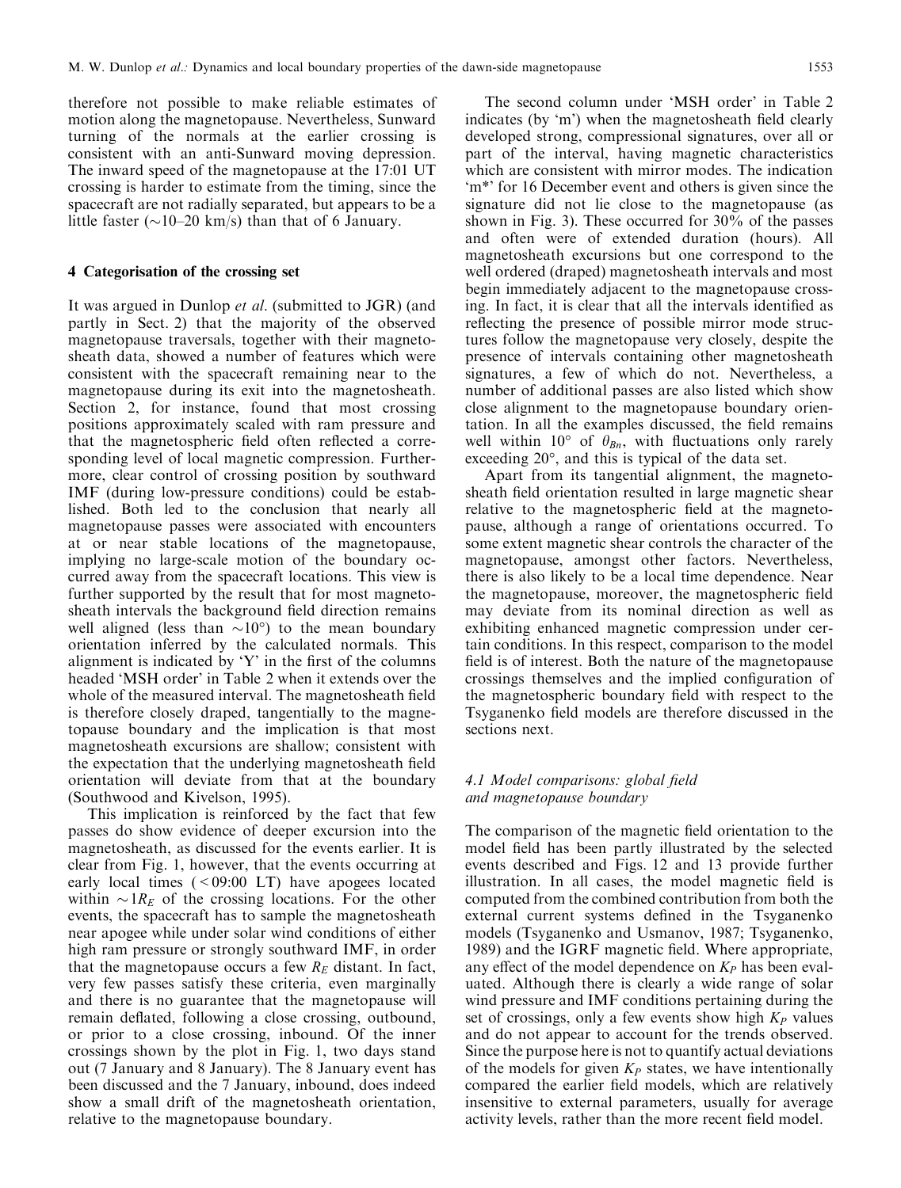therefore not possible to make reliable estimates of motion along the magnetopause. Nevertheless, Sunward turning of the normals at the earlier crossing is consistent with an anti-Sunward moving depression. The inward speed of the magnetopause at the 17:01 UT crossing is harder to estimate from the timing, since the spacecraft are not radially separated, but appears to be a little faster (~10–20 km/s) than that of 6 January.

## 4 Categorisation of the crossing set

It was argued in Dunlop *et al.* (submitted to JGR) (and partly in Sect. 2) that the majority of the observed magnetopause traversals, together with their magnetosheath data, showed a number of features which were consistent with the spacecraft remaining near to the magnetopause during its exit into the magnetosheath. Section 2, for instance, found that most crossing positions approximately scaled with ram pressure and that the magnetospheric field often reflected a corresponding level of local magnetic compression. Furthermore, clear control of crossing position by southward IMF (during low-pressure conditions) could be established. Both led to the conclusion that nearly all magnetopause passes were associated with encounters at or near stable locations of the magnetopause, implying no large-scale motion of the boundary occurred away from the spacecraft locations. This view is further supported by the result that for most magnetosheath intervals the background field direction remains well aligned (less than ~10°) to the mean boundary orientation inferred by the calculated normals. This alignment is indicated by 'Y' in the first of the columns headed 'MSH order' in Table 2 when it extends over the whole of the measured interval. The magnetosheath field is therefore closely draped, tangentially to the magnetopause boundary and the implication is that most magnetosheath excursions are shallow; consistent with the expectation that the underlying magnetosheath field orientation will deviate from that at the boundary (Southwood and Kivelson, 1995).

This implication is reinforced by the fact that few passes do show evidence of deeper excursion into the magnetosheath, as discussed for the events earlier. It is clear from Fig. 1, however, that the events occurring at early local times (<09:00 LT) have apogees located within $\sim 1R_E$ of the crossing locations. For the other events, the spacecraft has to sample the magnetosheath near apogee while under solar wind conditions of either high ram pressure or strongly southward IMF, in order that the magnetopause occurs a few $R_E$ distant. In fact, very few passes satisfy these criteria, even marginally and there is no guarantee that the magnetopause will remain deflated, following a close crossing, outbound, or prior to a close crossing, inbound. Of the inner crossings shown by the plot in Fig. 1, two days stand out (7 January and 8 January). The 8 January event has been discussed and the 7 January, inbound, does indeed show a small drift of the magnetosheath orientation, relative to the magnetopause boundary.

The second column under 'MSH order' in Table 2 indicates (by 'm') when the magnetosheath field clearly developed strong, compressional signatures, over all or part of the interval, having magnetic characteristics which are consistent with mirror modes. The indication 'm*' for 16 December event and others is given since the signature did not lie close to the magnetopause (as shown in Fig. 3). These occurred for 30% of the passes and often were of extended duration (hours). All magnetosheath excursions but one correspond to the well ordered (draped) magnetosheath intervals and most begin immediately adjacent to the magnetopause crossing. In fact, it is clear that all the intervals identified as reflecting the presence of possible mirror mode structures follow the magnetopause very closely, despite the presence of intervals containing other magnetosheath signatures, a few of which do not. Nevertheless, a number of additional passes are also listed which show close alignment to the magnetopause boundary orientation. In all the examples discussed, the field remains well within 10° of $\theta_{Bn}$, with fluctuations only rarely exceeding 20°, and this is typical of the data set.

Apart from its tangential alignment, the magnetosheath field orientation resulted in large magnetic shear relative to the magnetospheric field at the magnetopause, although a range of orientations occurred. To some extent magnetic shear controls the character of the magnetopause, amongst other factors. Nevertheless, there is also likely to be a local time dependence. Near the magnetopause, moreover, the magnetospheric field may deviate from its nominal direction as well as exhibiting enhanced magnetic compression under certain conditions. In this respect, comparison to the model field is of interest. Both the nature of the magnetopause crossings themselves and the implied configuration of the magnetospheric boundary field with respect to the Tsyganenko field models are therefore discussed in the sections next.

### 4.1 Model comparisons: global field and magnetopause boundary

The comparison of the magnetic field orientation to the model field has been partly illustrated by the selected events described and Figs. 12 and 13 provide further illustration. In all cases, the model magnetic field is computed from the combined contribution from both the external current systems defined in the Tsyganenko models (Tsyganenko and Usmanov, 1987; Tsyganenko, 1989) and the IGRF magnetic field. Where appropriate, any effect of the model dependence on $K_P$ has been evaluated. Although there is clearly a wide range of solar wind pressure and IMF conditions pertaining during the set of crossings, only a few events show high $K_P$ values and do not appear to account for the trends observed. Since the purpose here is not to quantify actual deviations of the models for given $K_P$ states, we have intentionally compared the earlier field models, which are relatively insensitive to external parameters, usually for average activity levels, rather than the more recent field model.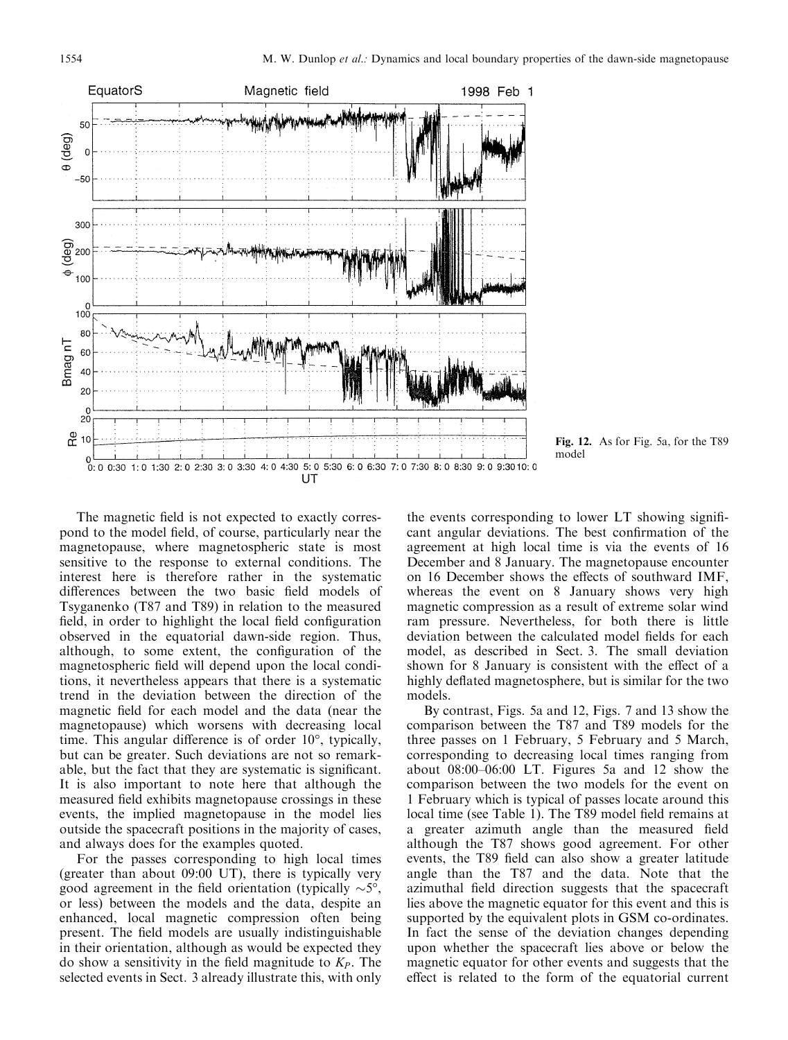Fig. 12. As for Fig. 5a, for the T89 model

The magnetic field is not expected to exactly correspond to the model field, of course, particularly near the magnetopause, where magnetospheric state is most sensitive to the response to external conditions. The interest here is therefore rather in the systematic differences between the two basic field models of Tsyganenko (T87 and T89) in relation to the measured field, in order to highlight the local field configuration observed in the equatorial dawn-side region. Thus, although, to some extent, the configuration of the magnetospheric field will depend upon the local conditions, it nevertheless appears that there is a systematic trend in the deviation between the direction of the magnetic field for each model and the data (near the magnetopause) which worsens with decreasing local time. This angular difference is of order 10°, typically, but can be greater. Such deviations are not so remarkable, but the fact that they are systematic is significant. It is also important to note here that although the measured field exhibits magnetopause crossings in these events, the implied magnetopause in the model lies outside the spacecraft positions in the majority of cases, and always does for the examples quoted.

For the passes corresponding to high local times (greater than about 09:00 UT), there is typically very good agreement in the field orientation (typically $\sim$5°, or less) between the models and the data, despite an enhanced, local magnetic compression often being present. The field models are usually indistinguishable in their orientation, although as would be expected they do show a sensitivity in the field magnitude to $K_P$. The selected events in Sect. 3 already illustrate this, with only the events corresponding to lower LT showing significant angular deviations. The best confirmation of the agreement at high local time is via the events of 16 December and 8 January. The magnetopause encounter on 16 December shows the effects of southward IMF, whereas the event on 8 January shows very high magnetic compression as a result of extreme solar wind ram pressure. Nevertheless, for both there is little deviation between the calculated model fields for each model, as described in Sect. 3. The small deviation shown for 8 January is consistent with the effect of a highly deflated magnetosphere, but is similar for the two models.

By contrast, Figs. 5a and 12, Figs. 7 and 13 show the comparison between the T87 and T89 models for the three passes on 1 February, 5 February and 5 March, corresponding to decreasing local times ranging from about 08:00–06:00 LT. Figures 5a and 12 show the comparison between the two models for the event on 1 February which is typical of passes locate around this local time (see Table 1). The T89 model field remains at a greater azimuth angle than the measured field although the T87 shows good agreement. For other events, the T89 field can also show a greater latitude angle than the T87 and the data. Note that the azimuthal field direction suggests that the spacecraft lies above the magnetic equator for this event and this is supported by the equivalent plots in GSM co-ordinates. In fact the sense of the deviation changes depending upon whether the spacecraft lies above or below the magnetic equator for other events and suggests that the effect is related to the form of the equatorial current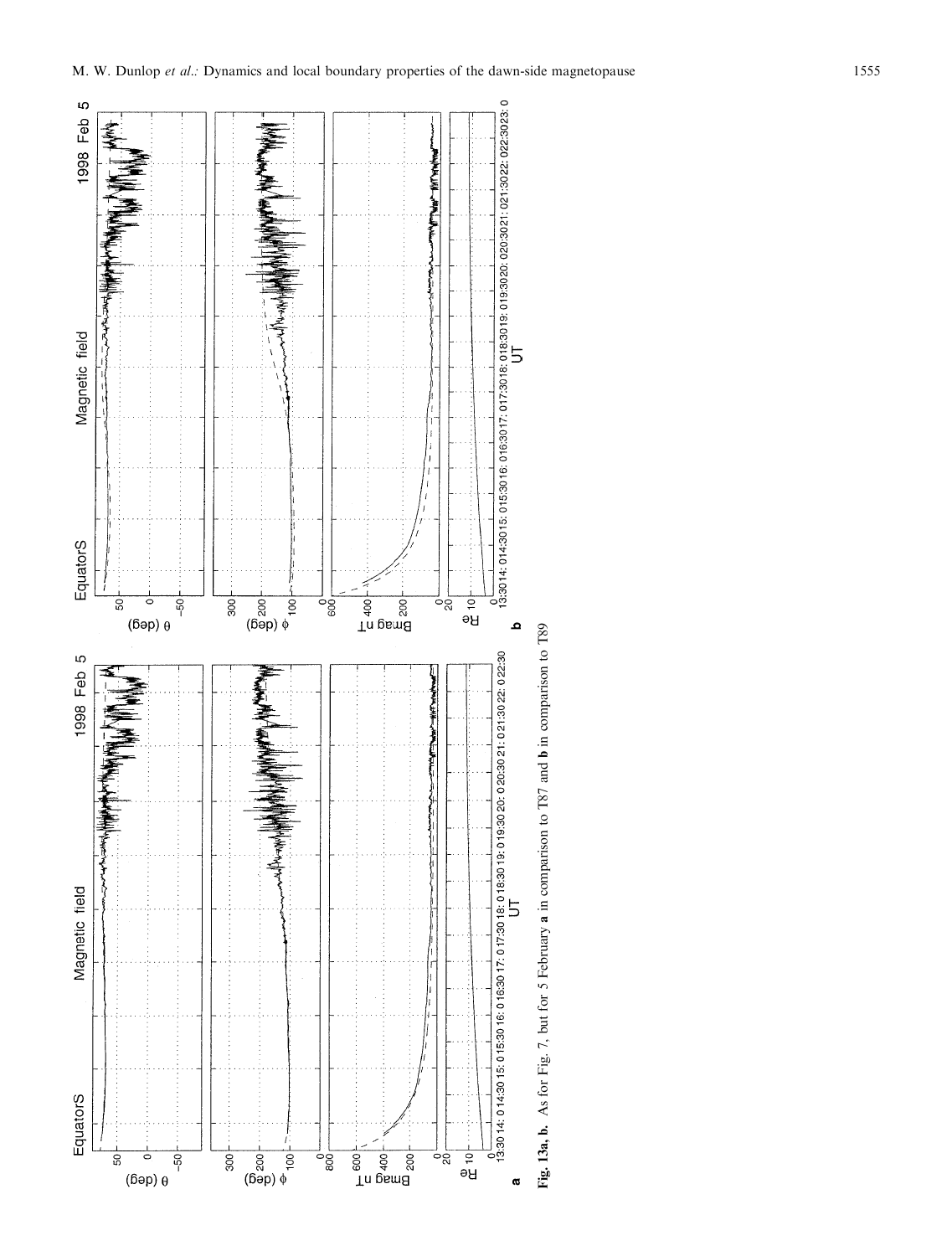**Fig. 13a, b.** As for Fig. 7, but for 5 February **a** in comparison to T87 and **b** in comparison to T89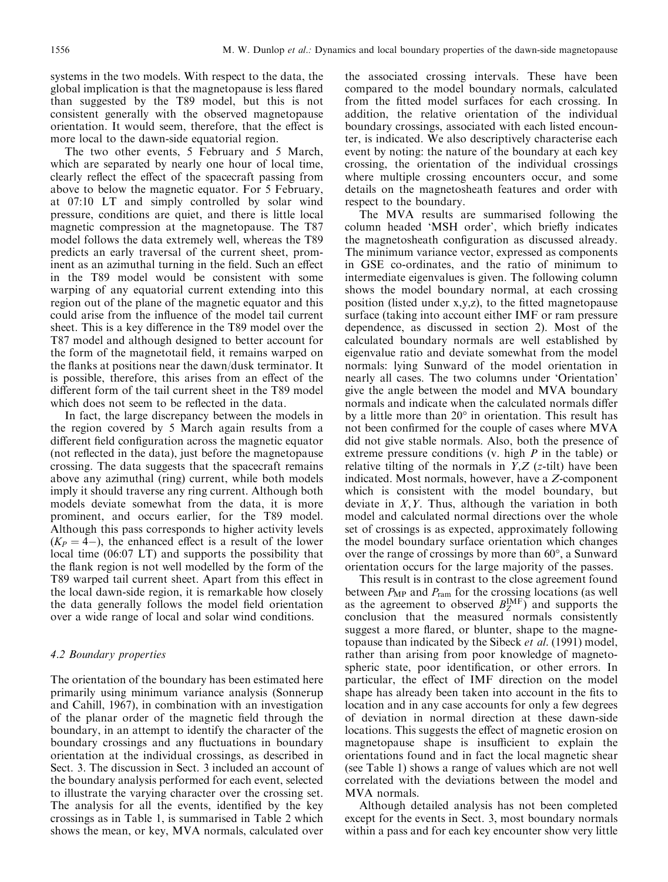systems in the two models. With respect to the data, the global implication is that the magnetopause is less flared than suggested by the T89 model, but this is not consistent generally with the observed magnetopause orientation. It would seem, therefore, that the effect is more local to the dawn-side equatorial region.

The two other events, 5 February and 5 March, which are separated by nearly one hour of local time, clearly reflect the effect of the spacecraft passing from above to below the magnetic equator. For 5 February, at 07:10 LT and simply controlled by solar wind pressure, conditions are quiet, and there is little local magnetic compression at the magnetopause. The T87 model follows the data extremely well, whereas the T89 predicts an early traversal of the current sheet, prominent as an azimuthal turning in the field. Such an effect in the T89 model would be consistent with some warping of any equatorial current extending into this region out of the plane of the magnetic equator and this could arise from the influence of the model tail current sheet. This is a key difference in the T89 model over the T87 model and although designed to better account for the form of the magnetotail field, it remains warped on the flanks at positions near the dawn/dusk terminator. It is possible, therefore, this arises from an effect of the different form of the tail current sheet in the T89 model which does not seem to be reflected in the data.

In fact, the large discrepancy between the models in the region covered by 5 March again results from a different field configuration across the magnetic equator (not reflected in the data), just before the magnetopause crossing. The data suggests that the spacecraft remains above any azimuthal (ring) current, while both models imply it should traverse any ring current. Although both models deviate somewhat from the data, it is more prominent, and occurs earlier, for the T89 model. Although this pass corresponds to higher activity levels ($K_P = 4-$), the enhanced effect is a result of the lower local time (06:07 LT) and supports the possibility that the flank region is not well modelled by the form of the T89 warped tail current sheet. Apart from this effect in the local dawn-side region, it is remarkable how closely the data generally follows the model field orientation over a wide range of local and solar wind conditions.

### 4.2 Boundary properties

The orientation of the boundary has been estimated here primarily using minimum variance analysis (Sonnerup and Cahill, 1967), in combination with an investigation of the planar order of the magnetic field through the boundary, in an attempt to identify the character of the boundary crossings and any fluctuations in boundary orientation at the individual crossings, as described in Sect. 3. The discussion in Sect. 3 included an account of the boundary analysis performed for each event, selected to illustrate the varying character over the crossing set. The analysis for all the events, identified by the key crossings as in Table 1, is summarised in Table 2 which shows the mean, or key, MVA normals, calculated over the associated crossing intervals. These have been compared to the model boundary normals, calculated from the fitted model surfaces for each crossing. In addition, the relative orientation of the individual boundary crossings, associated with each listed encounter, is indicated. We also descriptively characterise each event by noting: the nature of the boundary at each key crossing, the orientation of the individual crossings where multiple crossing encounters occur, and some details on the magnetosheath features and order with respect to the boundary.

The MVA results are summarised following the column headed 'MSH order', which briefly indicates the magnetosheath configuration as discussed already. The minimum variance vector, expressed as components in GSE co-ordinates, and the ratio of minimum to intermediate eigenvalues is given. The following column shows the model boundary normal, at each crossing position (listed under x,y,z), to the fitted magnetopause surface (taking into account either IMF or ram pressure dependence, as discussed in section 2). Most of the calculated boundary normals are well established by eigenvalue ratio and deviate somewhat from the model normals: lying Sunward of the model orientation in nearly all cases. The two columns under 'Orientation' give the angle between the model and MVA boundary normals and indicate when the calculated normals differ by a little more than 20° in orientation. This result has not been confirmed for the couple of cases where MVA did not give stable normals. Also, both the presence of extreme pressure conditions (v. high *P* in the table) or relative tilting of the normals in *Y*,*Z* (*z*-tilt) have been indicated. Most normals, however, have a *Z*-component which is consistent with the model boundary, but deviate in *X*,*Y*. Thus, although the variation in both model and calculated normal directions over the whole set of crossings is as expected, approximately following the model boundary surface orientation which changes over the range of crossings by more than 60°, a Sunward orientation occurs for the large majority of the passes.

This result is in contrast to the close agreement found between $P_{\mathrm{MP}}$ and $P_{\mathrm{ram}}$ for the crossing locations (as well as the agreement to observed $B_Z^{\mathrm{IMF}}$) and supports the conclusion that the measured normals consistently suggest a more flared, or blunter, shape to the magnetopause than indicated by the Sibeck *et al.* (1991) model, rather than arising from poor knowledge of magnetospheric state, poor identification, or other errors. In particular, the effect of IMF direction on the model shape has already been taken into account in the fits to location and in any case accounts for only a few degrees of deviation in normal direction at these dawn-side locations. This suggests the effect of magnetic erosion on magnetopause shape is insufficient to explain the orientations found and in fact the local magnetic shear (see Table 1) shows a range of values which are not well correlated with the deviations between the model and MVA normals.

Although detailed analysis has not been completed except for the events in Sect. 3, most boundary normals within a pass and for each key encounter show very little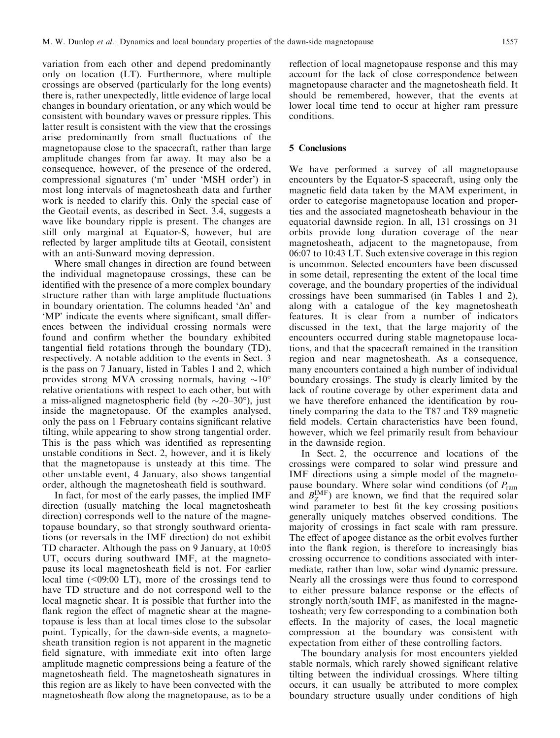variation from each other and depend predominantly only on location (LT). Furthermore, where multiple crossings are observed (particularly for the long events) there is, rather unexpectedly, little evidence of large local changes in boundary orientation, or any which would be consistent with boundary waves or pressure ripples. This latter result is consistent with the view that the crossings arise predominantly from small fluctuations of the magnetopause close to the spacecraft, rather than large amplitude changes from far away. It may also be a consequence, however, of the presence of the ordered, compressional signatures ('m' under 'MSH order') in most long intervals of magnetosheath data and further work is needed to clarify this. Only the special case of the Geotail events, as described in Sect. 3.4, suggests a wave like boundary ripple is present. The changes are still only marginal at Equator-S, however, but are reflected by larger amplitude tilts at Geotail, consistent with an anti-Sunward moving depression.

Where small changes in direction are found between the individual magnetopause crossings, these can be identified with the presence of a more complex boundary structure rather than with large amplitude fluctuations in boundary orientation. The columns headed '$\Delta n$' and 'MP' indicate the events where significant, small differences between the individual crossing normals were found and confirm whether the boundary exhibited tangential field rotations through the boundary (TD), respectively. A notable addition to the events in Sect. 3 is the pass on 7 January, listed in Tables 1 and 2, which provides strong MVA crossing normals, having $\sim 10°$ relative orientations with respect to each other, but with a miss-aligned magnetospheric field (by $\sim 20$–$30°$), just inside the magnetopause. Of the examples analysed, only the pass on 1 February contains significant relative tilting, while appearing to show strong tangential order. This is the pass which was identified as representing unstable conditions in Sect. 2, however, and it is likely that the magnetopause is unsteady at this time. The other unstable event, 4 January, also shows tangential order, although the magnetosheath field is southward.

In fact, for most of the early passes, the implied IMF direction (usually matching the local magnetosheath direction) corresponds well to the nature of the magnetopause boundary, so that strongly southward orientations (or reversals in the IMF direction) do not exhibit TD character. Although the pass on 9 January, at 10:05 UT, occurs during southward IMF, at the magnetopause its local magnetosheath field is not. For earlier local time (<09:00 LT), more of the crossings tend to have TD structure and do not correspond well to the local magnetic shear. It is possible that further into the flank region the effect of magnetic shear at the magnetopause is less than at local times close to the subsolar point. Typically, for the dawn-side events, a magnetosheath transition region is not apparent in the magnetic field signature, with immediate exit into often large amplitude magnetic compressions being a feature of the magnetosheath field. The magnetosheath signatures in this region are as likely to have been convected with the magnetosheath flow along the magnetopause, as to be a reflection of local magnetopause response and this may account for the lack of close correspondence between magnetopause character and the magnetosheath field. It should be remembered, however, that the events at lower local time tend to occur at higher ram pressure conditions.

## 5 Conclusions

We have performed a survey of all magnetopause encounters by the Equator-S spacecraft, using only the magnetic field data taken by the MAM experiment, in order to categorise magnetopause location and properties and the associated magnetosheath behaviour in the equatorial dawnside region. In all, 131 crossings on 31 orbits provide long duration coverage of the near magnetosheath, adjacent to the magnetopause, from 06:07 to 10:43 LT. Such extensive coverage in this region is uncommon. Selected encounters have been discussed in some detail, representing the extent of the local time coverage, and the boundary properties of the individual crossings have been summarised (in Tables 1 and 2), along with a catalogue of the key magnetosheath features. It is clear from a number of indicators discussed in the text, that the large majority of the encounters occurred during stable magnetopause locations, and that the spacecraft remained in the transition region and near magnetosheath. As a consequence, many encounters contained a high number of individual boundary crossings. The study is clearly limited by the lack of routine coverage by other experiment data and we have therefore enhanced the identification by routinely comparing the data to the T87 and T89 magnetic field models. Certain characteristics have been found, however, which we feel primarily result from behaviour in the dawnside region.

In Sect. 2, the occurrence and locations of the crossings were compared to solar wind pressure and IMF directions using a simple model of the magnetopause boundary. Where solar wind conditions (of $P_{\mathrm{ram}}$ and $B_Z^{\mathrm{IMF}}$) are known, we find that the required solar wind parameter to best fit the key crossing positions generally uniquely matches observed conditions. The majority of crossings in fact scale with ram pressure. The effect of apogee distance as the orbit evolves further into the flank region, is therefore to increasingly bias crossing occurrence to conditions associated with intermediate, rather than low, solar wind dynamic pressure. Nearly all the crossings were thus found to correspond to either pressure balance response or the effects of strongly north/south IMF, as manifested in the magnetosheath; very few corresponding to a combination both effects. In the majority of cases, the local magnetic compression at the boundary was consistent with expectation from either of these controlling factors.

The boundary analysis for most encounters yielded stable normals, which rarely showed significant relative tilting between the individual crossings. Where tilting occurs, it can usually be attributed to more complex boundary structure usually under conditions of high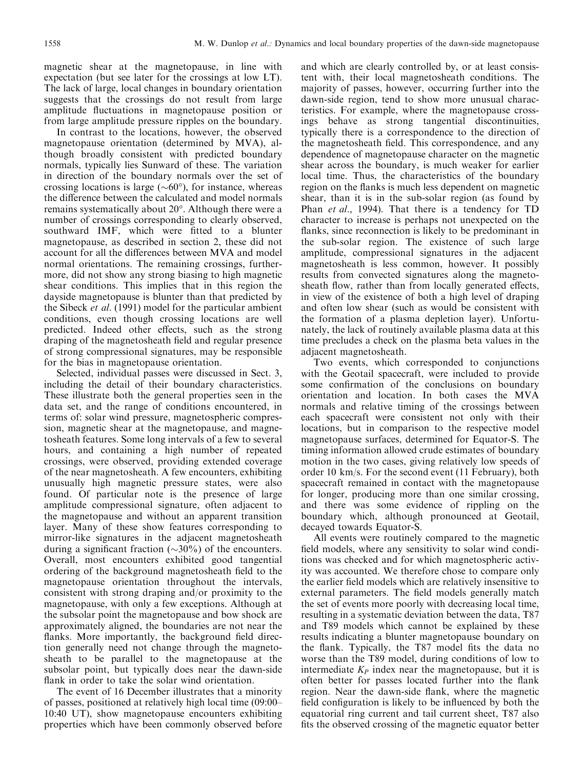magnetic shear at the magnetopause, in line with expectation (but see later for the crossings at low LT). The lack of large, local changes in boundary orientation suggests that the crossings do not result from large amplitude fluctuations in magnetopause position or from large amplitude pressure ripples on the boundary.

In contrast to the locations, however, the observed magnetopause orientation (determined by MVA), although broadly consistent with predicted boundary normals, typically lies Sunward of these. The variation in direction of the boundary normals over the set of crossing locations is large (~60°), for instance, whereas the difference between the calculated and model normals remains systematically about 20°. Although there were a number of crossings corresponding to clearly observed, southward IMF, which were fitted to a blunter magnetopause, as described in section 2, these did not account for all the differences between MVA and model normal orientations. The remaining crossings, furthermore, did not show any strong biasing to high magnetic shear conditions. This implies that in this region the dayside magnetopause is blunter than that predicted by the Sibeck *et al*. (1991) model for the particular ambient conditions, even though crossing locations are well predicted. Indeed other effects, such as the strong draping of the magnetosheath field and regular presence of strong compressional signatures, may be responsible for the bias in magnetopause orientation.

Selected, individual passes were discussed in Sect. 3, including the detail of their boundary characteristics. These illustrate both the general properties seen in the data set, and the range of conditions encountered, in terms of: solar wind pressure, magnetospheric compression, magnetic shear at the magnetopause, and magnetosheath features. Some long intervals of a few to several hours, and containing a high number of repeated crossings, were observed, providing extended coverage of the near magnetosheath. A few encounters, exhibiting unusually high magnetic pressure states, were also found. Of particular note is the presence of large amplitude compressional signature, often adjacent to the magnetopause and without an apparent transition layer. Many of these show features corresponding to mirror-like signatures in the adjacent magnetosheath during a significant fraction (~30%) of the encounters. Overall, most encounters exhibited good tangential ordering of the background magnetosheath field to the magnetopause orientation throughout the intervals, consistent with strong draping and/or proximity to the magnetopause, with only a few exceptions. Although at the subsolar point the magnetopause and bow shock are approximately aligned, the boundaries are not near the flanks. More importantly, the background field direction generally need not change through the magnetosheath to be parallel to the magnetopause at the subsolar point, but typically does near the dawn-side flank in order to take the solar wind orientation.

The event of 16 December illustrates that a minority of passes, positioned at relatively high local time (09:00–10:40 UT), show magnetopause encounters exhibiting properties which have been commonly observed before and which are clearly controlled by, or at least consistent with, their local magnetosheath conditions. The majority of passes, however, occurring further into the dawn-side region, tend to show more unusual characteristics. For example, where the magnetopause crossings behave as strong tangential discontinuities, typically there is a correspondence to the direction of the magnetosheath field. This correspondence, and any dependence of magnetopause character on the magnetic shear across the boundary, is much weaker for earlier local time. Thus, the characteristics of the boundary region on the flanks is much less dependent on magnetic shear, than it is in the sub-solar region (as found by Phan *et al*., 1994). That there is a tendency for TD character to increase is perhaps not unexpected on the flanks, since reconnection is likely to be predominant in the sub-solar region. The existence of such large amplitude, compressional signatures in the adjacent magnetosheath is less common, however. It possibly results from convected signatures along the magnetosheath flow, rather than from locally generated effects, in view of the existence of both a high level of draping and often low shear (such as would be consistent with the formation of a plasma depletion layer). Unfortunately, the lack of routinely available plasma data at this time precludes a check on the plasma beta values in the adjacent magnetosheath.

Two events, which corresponded to conjunctions with the Geotail spacecraft, were included to provide some confirmation of the conclusions on boundary orientation and location. In both cases the MVA normals and relative timing of the crossings between each spacecraft were consistent not only with their locations, but in comparison to the respective model magnetopause surfaces, determined for Equator-S. The timing information allowed crude estimates of boundary motion in the two cases, giving relatively low speeds of order 10 km/s. For the second event (11 February), both spacecraft remained in contact with the magnetopause for longer, producing more than one similar crossing, and there was some evidence of rippling on the boundary which, although pronounced at Geotail, decayed towards Equator-S.

All events were routinely compared to the magnetic field models, where any sensitivity to solar wind conditions was checked and for which magnetospheric activity was accounted. We therefore chose to compare only the earlier field models which are relatively insensitive to external parameters. The field models generally match the set of events more poorly with decreasing local time, resulting in a systematic deviation between the data, T87 and T89 models which cannot be explained by these results indicating a blunter magnetopause boundary on the flank. Typically, the T87 model fits the data no worse than the T89 model, during conditions of low to intermediate $K_P$ index near the magnetopause, but it is often better for passes located further into the flank region. Near the dawn-side flank, where the magnetic field configuration is likely to be influenced by both the equatorial ring current and tail current sheet, T87 also fits the observed crossing of the magnetic equator better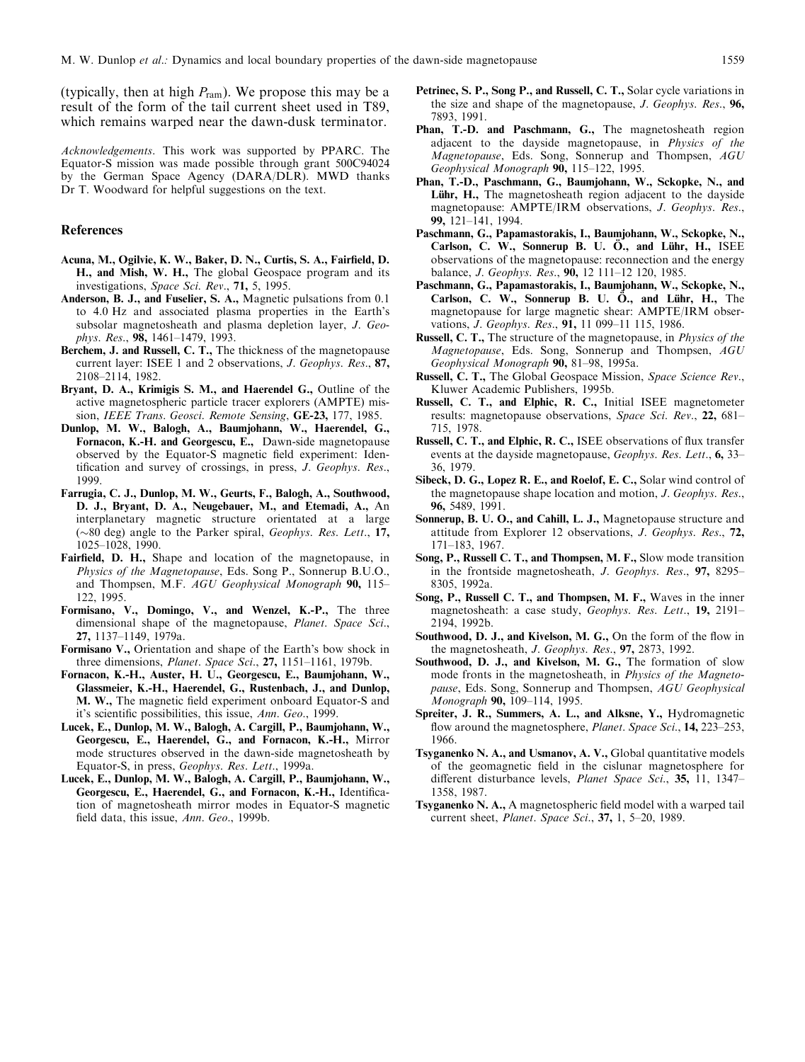(typically, then at high $P_{ram}$). We propose this may be a result of the form of the tail current sheet used in T89, which remains warped near the dawn-dusk terminator.

*Acknowledgements*. This work was supported by PPARC. The Equator-S mission was made possible through grant 500C94024 by the German Space Agency (DARA/DLR). MWD thanks Dr T. Woodward for helpful suggestions on the text.

## References

**Acuna, M., Ogilvie, K. W., Baker, D. N., Curtis, S. A., Fairfield, D. H., and Mish, W. H.,** The global Geospace program and its investigations, *Space Sci. Rev*., **71,** 5, 1995.

**Anderson, B. J., and Fuselier, S. A.,** Magnetic pulsations from 0.1 to 4.0 Hz and associated plasma properties in the Earth's subsolar magnetosheath and plasma depletion layer, *J. Geophys. Res*., **98,** 1461–1479, 1993.

**Berchem, J. and Russell, C. T.,** The thickness of the magnetopause current layer: ISEE 1 and 2 observations, *J. Geophys. Res*., **87,** 2108–2114, 1982.

**Bryant, D. A., Krimigis S. M., and Haerendel G.,** Outline of the active magnetospheric particle tracer explorers (AMPTE) mission, *IEEE Trans. Geosci. Remote Sensing*, **GE-23,** 177, 1985.

**Dunlop, M. W., Balogh, A., Baumjohann, W., Haerendel, G., Fornacon, K.-H. and Georgescu, E.,** Dawn-side magnetopause observed by the Equator-S magnetic field experiment: Identification and survey of crossings, in press, *J. Geophys. Res*., 1999.

**Farrugia, C. J., Dunlop, M. W., Geurts, F., Balogh, A., Southwood, D. J., Bryant, D. A., Neugebauer, M., and Etemadi, A.,** An interplanetary magnetic structure orientated at a large (~80 deg) angle to the Parker spiral, *Geophys. Res. Lett*., **17,** 1025–1028, 1990.

**Fairfield, D. H.,** Shape and location of the magnetopause, in *Physics of the Magnetopause*, Eds. Song P., Sonnerup B.U.O., and Thompsen, M.F. *AGU Geophysical Monograph* **90,** 115–122, 1995.

**Formisano, V., Domingo, V., and Wenzel, K.-P.,** The three dimensional shape of the magnetopause, *Planet. Space Sci*., **27,** 1137–1149, 1979a.

**Formisano V.,** Orientation and shape of the Earth's bow shock in three dimensions, *Planet. Space Sci*., **27,** 1151–1161, 1979b.

**Fornacon, K.-H., Auster, H. U., Georgescu, E., Baumjohann, W., Glassmeier, K.-H., Haerendel, G., Rustenbach, J., and Dunlop, M. W.,** The magnetic field experiment onboard Equator-S and it's scientific possibilities, this issue, *Ann. Geo*., 1999.

**Lucek, E., Dunlop, M. W., Balogh, A. Cargill, P., Baumjohann, W., Georgescu, E., Haerendel, G., and Fornacon, K.-H.,** Mirror mode structures observed in the dawn-side magnetosheath by Equator-S, in press, *Geophys. Res. Lett*., 1999a.

**Lucek, E., Dunlop, M. W., Balogh, A. Cargill, P., Baumjohann, W., Georgescu, E., Haerendel, G., and Fornacon, K.-H.,** Identification of magnetosheath mirror modes in Equator-S magnetic field data, this issue, *Ann. Geo*., 1999b.

**Petrinec, S. P., Song P., and Russell, C. T.,** Solar cycle variations in the size and shape of the magnetopause, *J. Geophys. Res*., **96,** 7893, 1991.

**Phan, T.-D. and Paschmann, G.,** The magnetosheath region adjacent to the dayside magnetopause, in *Physics of the Magnetopause*, Eds. Song, Sonnerup and Thompsen, *AGU Geophysical Monograph* **90,** 115–122, 1995.

**Phan, T.-D., Paschmann, G., Baumjohann, W., Sckopke, N., and Lühr, H.,** The magnetosheath region adjacent to the dayside magnetopause: AMPTE/IRM observations, *J. Geophys. Res*., **99,** 121–141, 1994.

**Paschmann, G., Papamastorakis, I., Baumjohann, W., Sckopke, N., Carlson, C. W., Sonnerup B. U. Ö., and Lühr, H.,** ISEE observations of the magnetopause: reconnection and the energy balance, *J. Geophys. Res*., **90,** 12 111–12 120, 1985.

**Paschmann, G., Papamastorakis, I., Baumjohann, W., Sckopke, N., Carlson, C. W., Sonnerup B. U. Ö., and Lühr, H.,** The magnetopause for large magnetic shear: AMPTE/IRM observations, *J. Geophys. Res*., **91,** 11 099–11 115, 1986.

**Russell, C. T.,** The structure of the magnetopause, in *Physics of the Magnetopause*, Eds. Song, Sonnerup and Thompsen, *AGU Geophysical Monograph* **90,** 81–98, 1995a.

**Russell, C. T.,** The Global Geospace Mission, *Space Science Rev*., Kluwer Academic Publishers, 1995b.

**Russell, C. T., and Elphic, R. C.,** Initial ISEE magnetometer results: magnetopause observations, *Space Sci. Rev*., **22,** 681–715, 1978.

**Russell, C. T., and Elphic, R. C.,** ISEE observations of flux transfer events at the dayside magnetopause, *Geophys. Res. Lett*., **6,** 33–36, 1979.

**Sibeck, D. G., Lopez R. E., and Roelof, E. C.,** Solar wind control of the magnetopause shape location and motion, *J. Geophys. Res*., **96,** 5489, 1991.

**Sonnerup, B. U. O., and Cahill, L. J.,** Magnetopause structure and attitude from Explorer 12 observations, *J. Geophys. Res*., **72,** 171–183, 1967.

**Song, P., Russell C. T., and Thompsen, M. F.,** Slow mode transition in the frontside magnetosheath, *J. Geophys. Res*., **97,** 8295–8305, 1992a.

**Song, P., Russell C. T., and Thompsen, M. F.,** Waves in the inner magnetosheath: a case study, *Geophys. Res. Lett*., **19,** 2191–2194, 1992b.

**Southwood, D. J., and Kivelson, M. G.,** On the form of the flow in the magnetosheath, *J. Geophys. Res*., **97,** 2873, 1992.

**Southwood, D. J., and Kivelson, M. G.,** The formation of slow mode fronts in the magnetosheath, in *Physics of the Magnetopause*, Eds. Song, Sonnerup and Thompsen, *AGU Geophysical Monograph* **90,** 109–114, 1995.

**Spreiter, J. R., Summers, A. L., and Alksne, Y.,** Hydromagnetic flow around the magnetosphere, *Planet. Space Sci*., **14,** 223–253, 1966.

**Tsyganenko N. A., and Usmanov, A. V.,** Global quantitative models of the geomagnetic field in the cislunar magnetosphere for different disturbance levels, *Planet Space Sci*., **35,** 11, 1347–1358, 1987.

**Tsyganenko N. A.,** A magnetospheric field model with a warped tail current sheet, *Planet. Space Sci*., **37,** 1, 5–20, 1989.